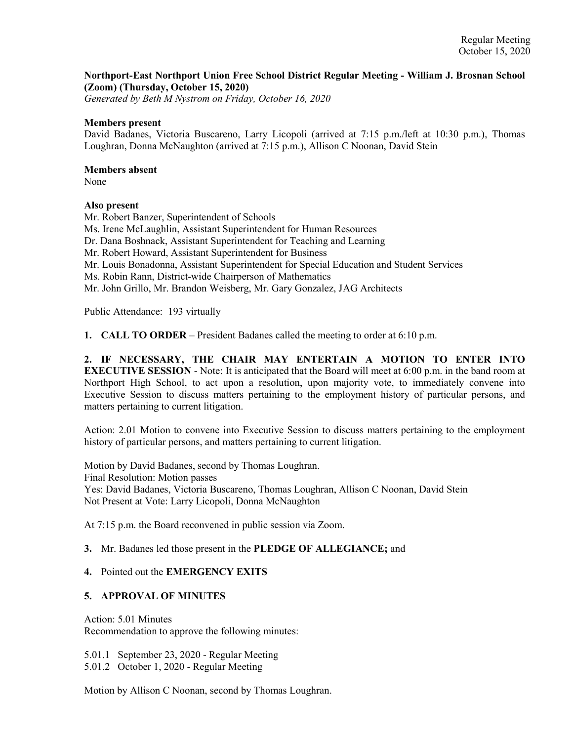**Northport-East Northport Union Free School District Regular Meeting - William J. Brosnan School (Zoom) (Thursday, October 15, 2020)**
*Generated by Beth M Nystrom on Friday, October 16, 2020*

**Members present**
David Badanes, Victoria Buscareno, Larry Licopoli (arrived at 7:15 p.m./left at 10:30 p.m.), Thomas Loughran, Donna McNaughton (arrived at 7:15 p.m.), Allison C Noonan, David Stein

**Members absent**
None

**Also present**
Mr. Robert Banzer, Superintendent of Schools
Ms. Irene McLaughlin, Assistant Superintendent for Human Resources
Dr. Dana Boshnack, Assistant Superintendent for Teaching and Learning
Mr. Robert Howard, Assistant Superintendent for Business
Mr. Louis Bonadonna, Assistant Superintendent for Special Education and Student Services
Ms. Robin Rann, District-wide Chairperson of Mathematics
Mr. John Grillo, Mr. Brandon Weisberg, Mr. Gary Gonzalez, JAG Architects

Public Attendance: 193 virtually

**1. CALL TO ORDER** – President Badanes called the meeting to order at 6:10 p.m.

**2. IF NECESSARY, THE CHAIR MAY ENTERTAIN A MOTION TO ENTER INTO EXECUTIVE SESSION** - Note: It is anticipated that the Board will meet at 6:00 p.m. in the band room at Northport High School, to act upon a resolution, upon majority vote, to immediately convene into Executive Session to discuss matters pertaining to the employment history of particular persons, and matters pertaining to current litigation.

Action: 2.01 Motion to convene into Executive Session to discuss matters pertaining to the employment history of particular persons, and matters pertaining to current litigation.

Motion by David Badanes, second by Thomas Loughran.
Final Resolution: Motion passes
Yes: David Badanes, Victoria Buscareno, Thomas Loughran, Allison C Noonan, David Stein
Not Present at Vote: Larry Licopoli, Donna McNaughton

At 7:15 p.m. the Board reconvened in public session via Zoom.

**3.** Mr. Badanes led those present in the **PLEDGE OF ALLEGIANCE;** and

**4.** Pointed out the **EMERGENCY EXITS**

**5. APPROVAL OF MINUTES**

Action: 5.01 Minutes
Recommendation to approve the following minutes:

5.01.1 September 23, 2020 - Regular Meeting
5.01.2 October 1, 2020 - Regular Meeting

Motion by Allison C Noonan, second by Thomas Loughran.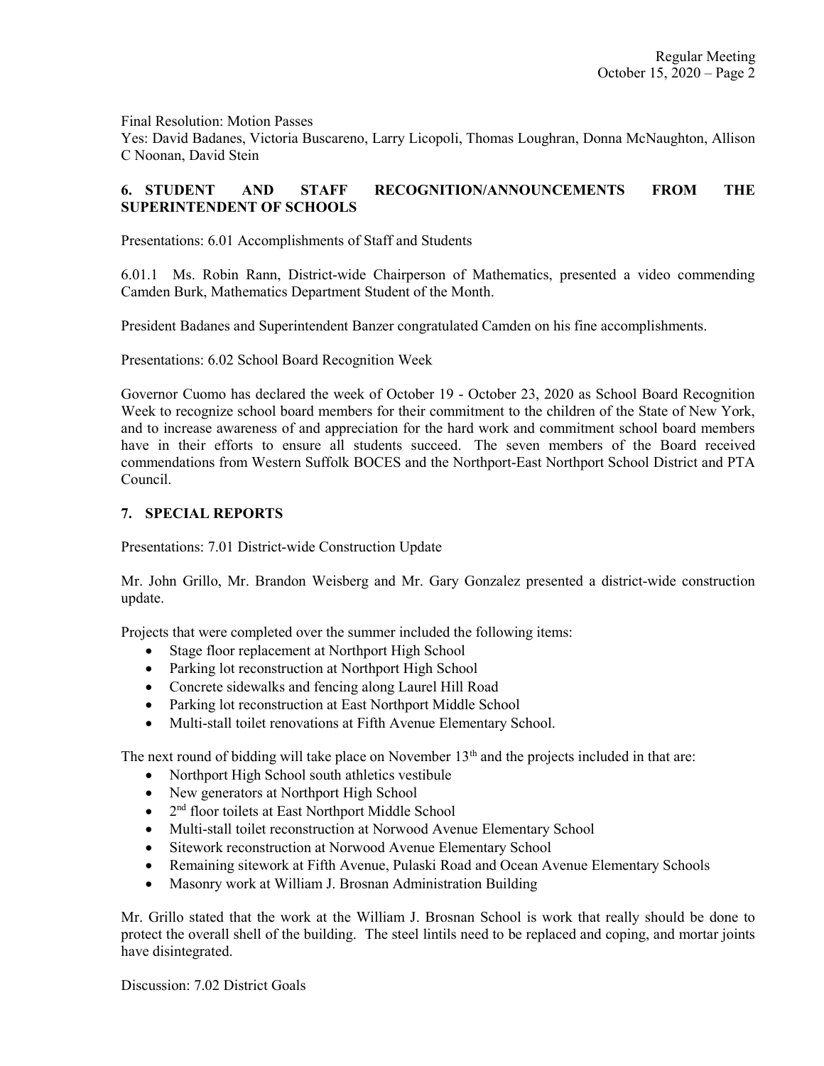Final Resolution: Motion Passes
Yes: David Badanes, Victoria Buscareno, Larry Licopoli, Thomas Loughran, Donna McNaughton, Allison C Noonan, David Stein

## 6. STUDENT AND STAFF RECOGNITION/ANNOUNCEMENTS FROM THE SUPERINTENDENT OF SCHOOLS

Presentations: 6.01 Accomplishments of Staff and Students

6.01.1 Ms. Robin Rann, District-wide Chairperson of Mathematics, presented a video commending Camden Burk, Mathematics Department Student of the Month.

President Badanes and Superintendent Banzer congratulated Camden on his fine accomplishments.

Presentations: 6.02 School Board Recognition Week

Governor Cuomo has declared the week of October 19 - October 23, 2020 as School Board Recognition Week to recognize school board members for their commitment to the children of the State of New York, and to increase awareness of and appreciation for the hard work and commitment school board members have in their efforts to ensure all students succeed. The seven members of the Board received commendations from Western Suffolk BOCES and the Northport-East Northport School District and PTA Council.

## 7. SPECIAL REPORTS

Presentations: 7.01 District-wide Construction Update

Mr. John Grillo, Mr. Brandon Weisberg and Mr. Gary Gonzalez presented a district-wide construction update.

Projects that were completed over the summer included the following items:

- Stage floor replacement at Northport High School
- Parking lot reconstruction at Northport High School
- Concrete sidewalks and fencing along Laurel Hill Road
- Parking lot reconstruction at East Northport Middle School
- Multi-stall toilet renovations at Fifth Avenue Elementary School.

The next round of bidding will take place on November 13th and the projects included in that are:

- Northport High School south athletics vestibule
- New generators at Northport High School
- 2nd floor toilets at East Northport Middle School
- Multi-stall toilet reconstruction at Norwood Avenue Elementary School
- Sitework reconstruction at Norwood Avenue Elementary School
- Remaining sitework at Fifth Avenue, Pulaski Road and Ocean Avenue Elementary Schools
- Masonry work at William J. Brosnan Administration Building

Mr. Grillo stated that the work at the William J. Brosnan School is work that really should be done to protect the overall shell of the building. The steel lintils need to be replaced and coping, and mortar joints have disintegrated.

Discussion: 7.02 District Goals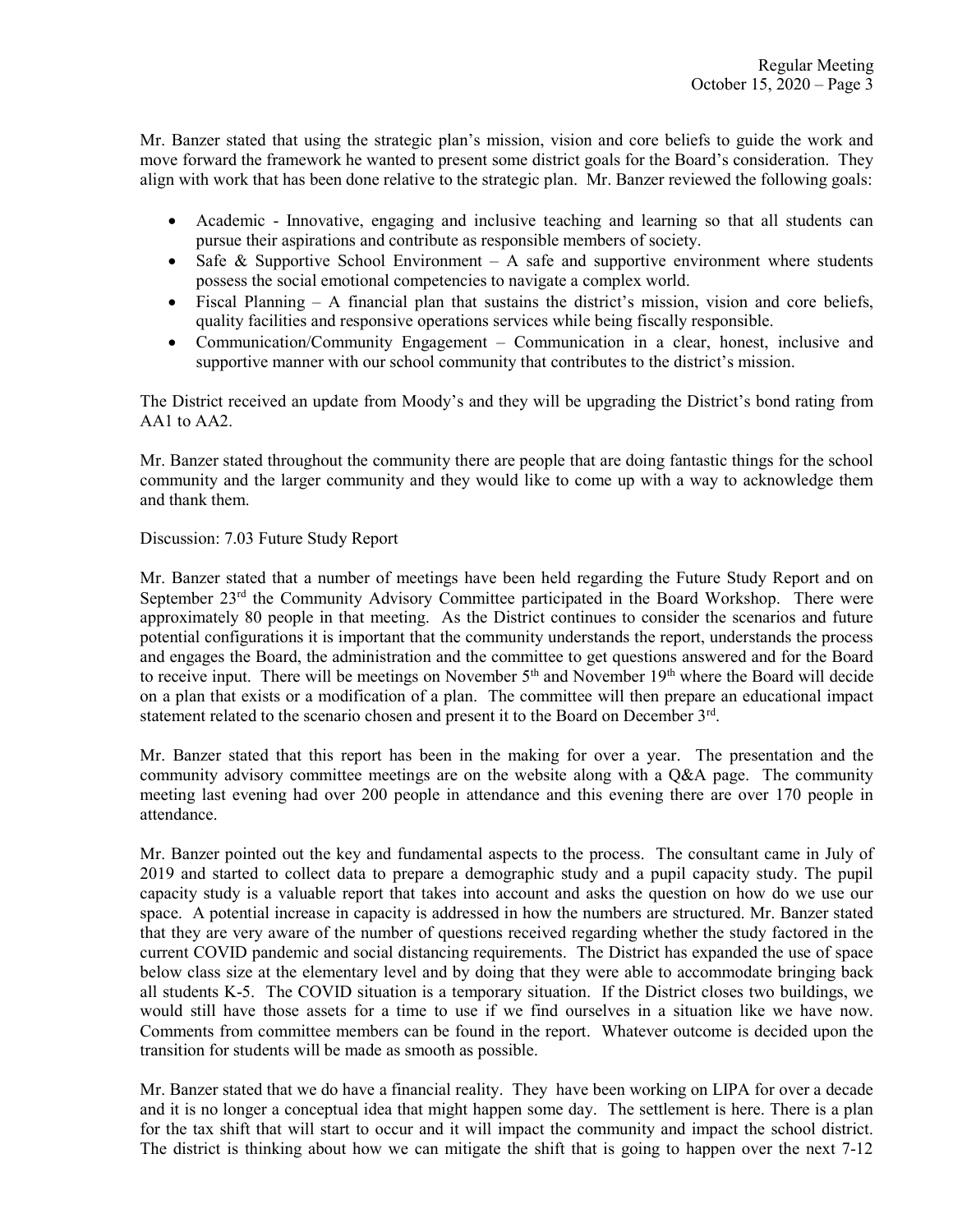Mr. Banzer stated that using the strategic plan's mission, vision and core beliefs to guide the work and move forward the framework he wanted to present some district goals for the Board's consideration. They align with work that has been done relative to the strategic plan. Mr. Banzer reviewed the following goals:

- Academic - Innovative, engaging and inclusive teaching and learning so that all students can pursue their aspirations and contribute as responsible members of society.
- Safe & Supportive School Environment – A safe and supportive environment where students possess the social emotional competencies to navigate a complex world.
- Fiscal Planning – A financial plan that sustains the district's mission, vision and core beliefs, quality facilities and responsive operations services while being fiscally responsible.
- Communication/Community Engagement – Communication in a clear, honest, inclusive and supportive manner with our school community that contributes to the district's mission.

The District received an update from Moody's and they will be upgrading the District's bond rating from AA1 to AA2.

Mr. Banzer stated throughout the community there are people that are doing fantastic things for the school community and the larger community and they would like to come up with a way to acknowledge them and thank them.

Discussion: 7.03 Future Study Report

Mr. Banzer stated that a number of meetings have been held regarding the Future Study Report and on September 23rd the Community Advisory Committee participated in the Board Workshop. There were approximately 80 people in that meeting. As the District continues to consider the scenarios and future potential configurations it is important that the community understands the report, understands the process and engages the Board, the administration and the committee to get questions answered and for the Board to receive input. There will be meetings on November 5th and November 19th where the Board will decide on a plan that exists or a modification of a plan. The committee will then prepare an educational impact statement related to the scenario chosen and present it to the Board on December 3rd.

Mr. Banzer stated that this report has been in the making for over a year. The presentation and the community advisory committee meetings are on the website along with a Q&A page. The community meeting last evening had over 200 people in attendance and this evening there are over 170 people in attendance.

Mr. Banzer pointed out the key and fundamental aspects to the process. The consultant came in July of 2019 and started to collect data to prepare a demographic study and a pupil capacity study. The pupil capacity study is a valuable report that takes into account and asks the question on how do we use our space. A potential increase in capacity is addressed in how the numbers are structured. Mr. Banzer stated that they are very aware of the number of questions received regarding whether the study factored in the current COVID pandemic and social distancing requirements. The District has expanded the use of space below class size at the elementary level and by doing that they were able to accommodate bringing back all students K-5. The COVID situation is a temporary situation. If the District closes two buildings, we would still have those assets for a time to use if we find ourselves in a situation like we have now. Comments from committee members can be found in the report. Whatever outcome is decided upon the transition for students will be made as smooth as possible.

Mr. Banzer stated that we do have a financial reality. They have been working on LIPA for over a decade and it is no longer a conceptual idea that might happen some day. The settlement is here. There is a plan for the tax shift that will start to occur and it will impact the community and impact the school district. The district is thinking about how we can mitigate the shift that is going to happen over the next 7-12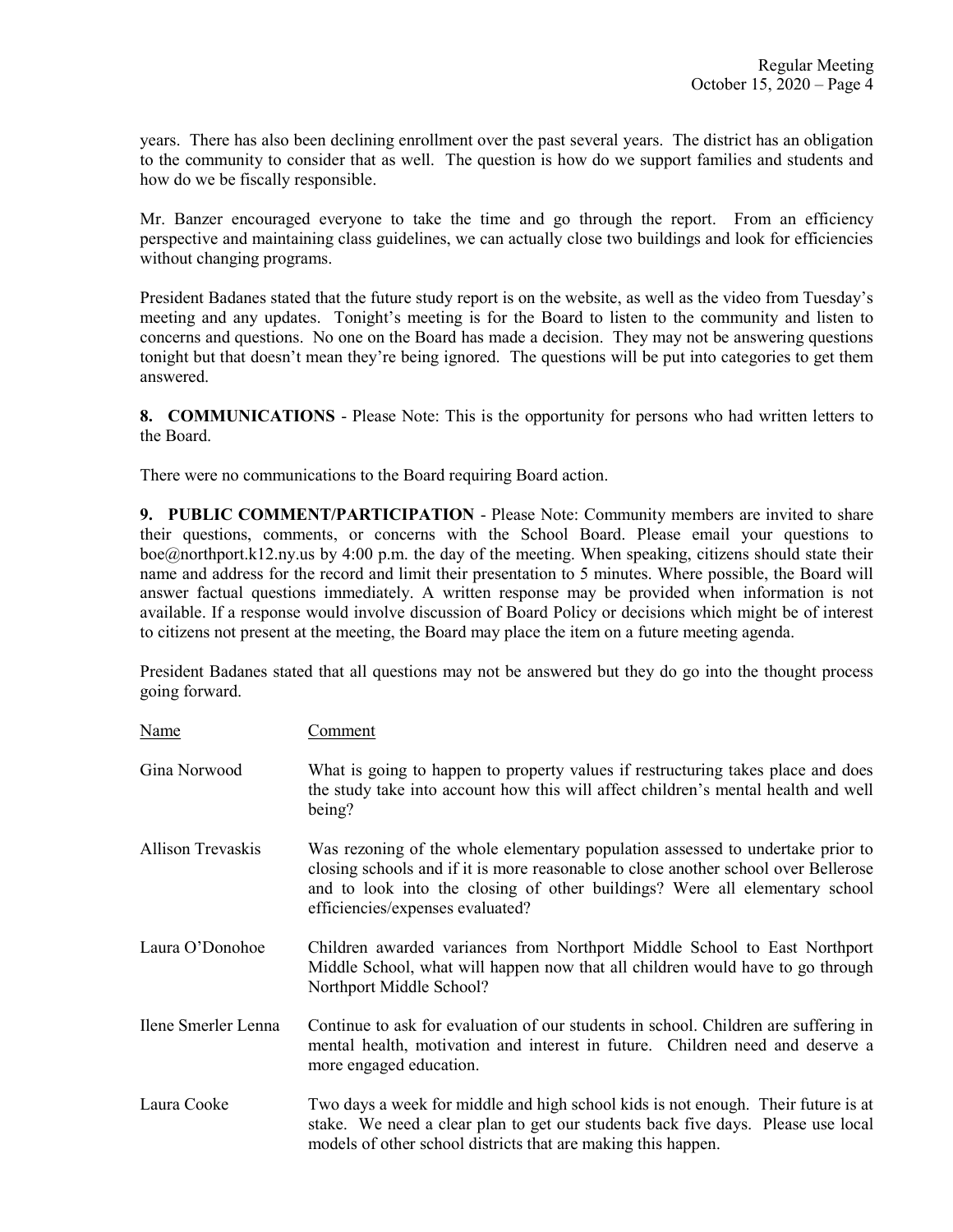years. There has also been declining enrollment over the past several years. The district has an obligation to the community to consider that as well. The question is how do we support families and students and how do we be fiscally responsible.

Mr. Banzer encouraged everyone to take the time and go through the report. From an efficiency perspective and maintaining class guidelines, we can actually close two buildings and look for efficiencies without changing programs.

President Badanes stated that the future study report is on the website, as well as the video from Tuesday's meeting and any updates. Tonight's meeting is for the Board to listen to the community and listen to concerns and questions. No one on the Board has made a decision. They may not be answering questions tonight but that doesn't mean they're being ignored. The questions will be put into categories to get them answered.

**8. COMMUNICATIONS** - Please Note: This is the opportunity for persons who had written letters to the Board.

There were no communications to the Board requiring Board action.

**9. PUBLIC COMMENT/PARTICIPATION** - Please Note: Community members are invited to share their questions, comments, or concerns with the School Board. Please email your questions to boe@northport.k12.ny.us by 4:00 p.m. the day of the meeting. When speaking, citizens should state their name and address for the record and limit their presentation to 5 minutes. Where possible, the Board will answer factual questions immediately. A written response may be provided when information is not available. If a response would involve discussion of Board Policy or decisions which might be of interest to citizens not present at the meeting, the Board may place the item on a future meeting agenda.

President Badanes stated that all questions may not be answered but they do go into the thought process going forward.

| Name | Comment |
|---|---|
| Gina Norwood | What is going to happen to property values if restructuring takes place and does the study take into account how this will affect children's mental health and well being? |
| Allison Trevaskis | Was rezoning of the whole elementary population assessed to undertake prior to closing schools and if it is more reasonable to close another school over Bellerose and to look into the closing of other buildings? Were all elementary school efficiencies/expenses evaluated? |
| Laura O'Donohoe | Children awarded variances from Northport Middle School to East Northport Middle School, what will happen now that all children would have to go through Northport Middle School? |
| Ilene Smerler Lenna | Continue to ask for evaluation of our students in school. Children are suffering in mental health, motivation and interest in future. Children need and deserve a more engaged education. |
| Laura Cooke | Two days a week for middle and high school kids is not enough. Their future is at stake. We need a clear plan to get our students back five days. Please use local models of other school districts that are making this happen. |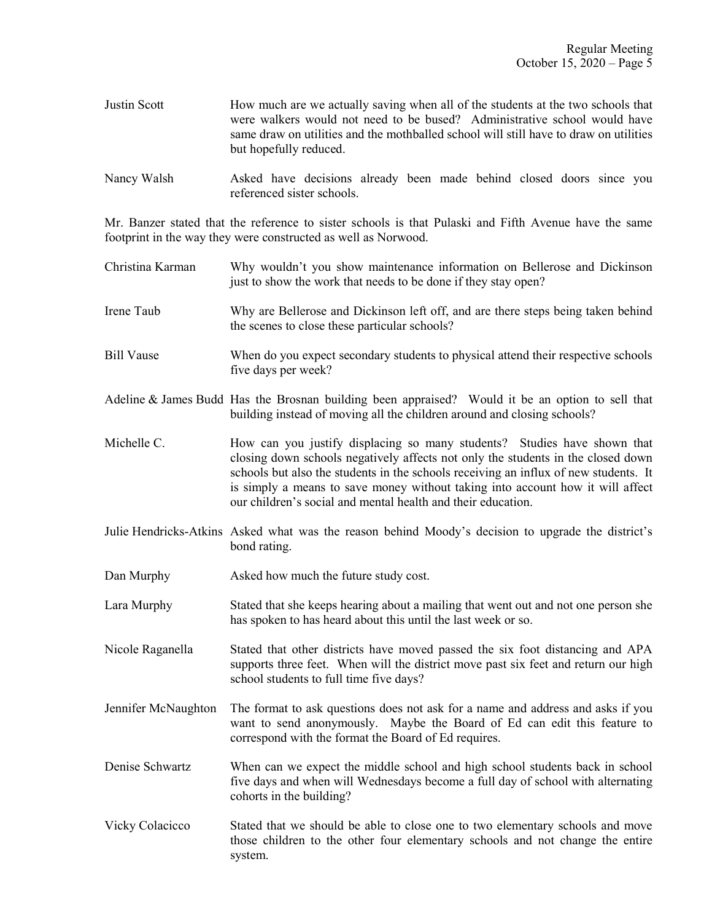Justin Scott — How much are we actually saving when all of the students at the two schools that were walkers would not need to be bused? Administrative school would have same draw on utilities and the mothballed school will still have to draw on utilities but hopefully reduced.

Nancy Walsh — Asked have decisions already been made behind closed doors since you referenced sister schools.

Mr. Banzer stated that the reference to sister schools is that Pulaski and Fifth Avenue have the same footprint in the way they were constructed as well as Norwood.

Christina Karman — Why wouldn't you show maintenance information on Bellerose and Dickinson just to show the work that needs to be done if they stay open?

Irene Taub — Why are Bellerose and Dickinson left off, and are there steps being taken behind the scenes to close these particular schools?

Bill Vause — When do you expect secondary students to physical attend their respective schools five days per week?

Adeline & James Budd — Has the Brosnan building been appraised? Would it be an option to sell that building instead of moving all the children around and closing schools?

Michelle C. — How can you justify displacing so many students? Studies have shown that closing down schools negatively affects not only the students in the closed down schools but also the students in the schools receiving an influx of new students. It is simply a means to save money without taking into account how it will affect our children's social and mental health and their education.

Julie Hendricks-Atkins — Asked what was the reason behind Moody's decision to upgrade the district's bond rating.

Dan Murphy — Asked how much the future study cost.

Lara Murphy — Stated that she keeps hearing about a mailing that went out and not one person she has spoken to has heard about this until the last week or so.

Nicole Raganella — Stated that other districts have moved passed the six foot distancing and APA supports three feet. When will the district move past six feet and return our high school students to full time five days?

Jennifer McNaughton — The format to ask questions does not ask for a name and address and asks if you want to send anonymously. Maybe the Board of Ed can edit this feature to correspond with the format the Board of Ed requires.

Denise Schwartz — When can we expect the middle school and high school students back in school five days and when will Wednesdays become a full day of school with alternating cohorts in the building?

Vicky Colacicco — Stated that we should be able to close one to two elementary schools and move those children to the other four elementary schools and not change the entire system.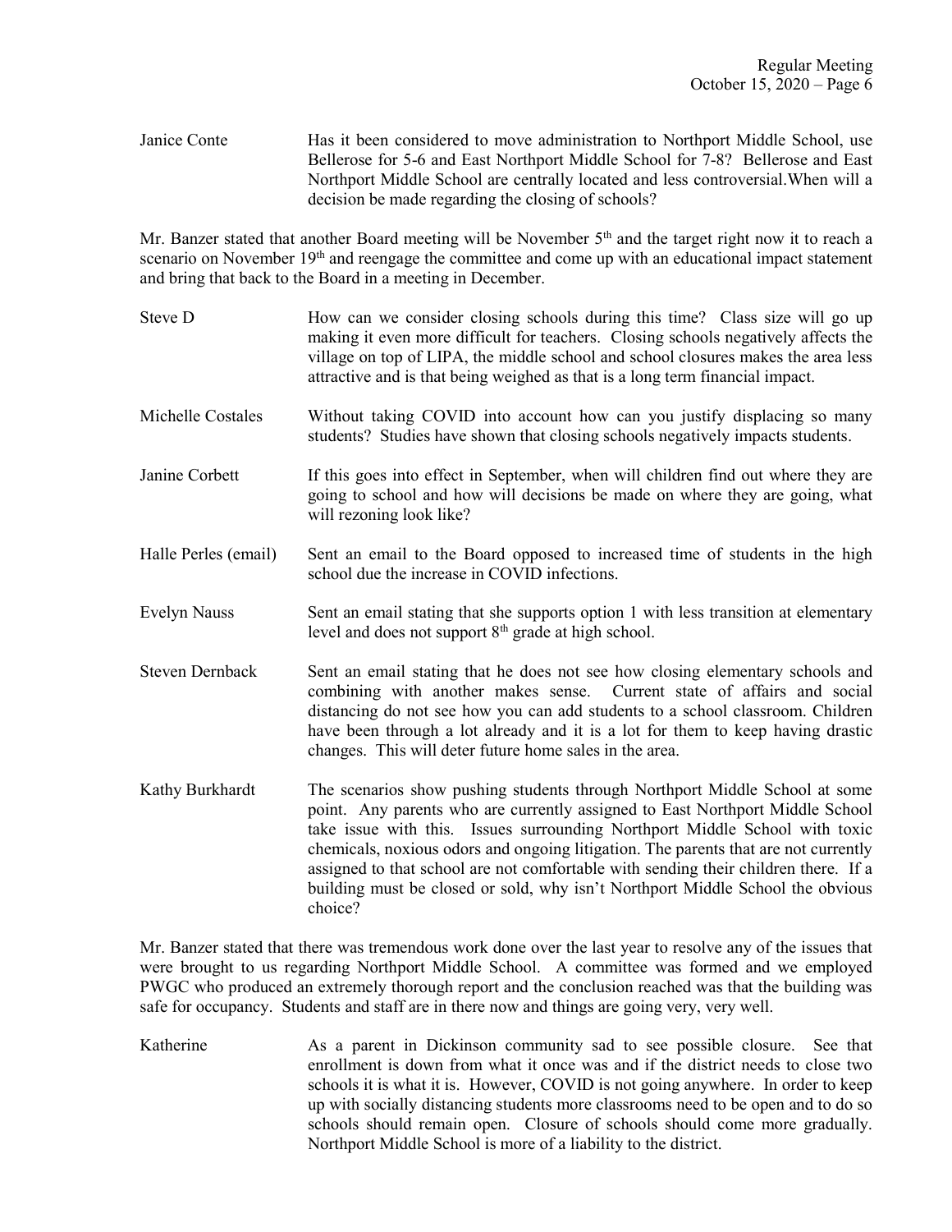Janice Conte Has it been considered to move administration to Northport Middle School, use Bellerose for 5-6 and East Northport Middle School for 7-8? Bellerose and East Northport Middle School are centrally located and less controversial.When will a decision be made regarding the closing of schools?

Mr. Banzer stated that another Board meeting will be November 5th and the target right now it to reach a scenario on November 19th and reengage the committee and come up with an educational impact statement and bring that back to the Board in a meeting in December.

Steve D How can we consider closing schools during this time? Class size will go up making it even more difficult for teachers. Closing schools negatively affects the village on top of LIPA, the middle school and school closures makes the area less attractive and is that being weighed as that is a long term financial impact.

Michelle Costales Without taking COVID into account how can you justify displacing so many students? Studies have shown that closing schools negatively impacts students.

Janine Corbett If this goes into effect in September, when will children find out where they are going to school and how will decisions be made on where they are going, what will rezoning look like?

Halle Perles (email) Sent an email to the Board opposed to increased time of students in the high school due the increase in COVID infections.

Evelyn Nauss Sent an email stating that she supports option 1 with less transition at elementary level and does not support 8th grade at high school.

Steven Dernback Sent an email stating that he does not see how closing elementary schools and combining with another makes sense. Current state of affairs and social distancing do not see how you can add students to a school classroom. Children have been through a lot already and it is a lot for them to keep having drastic changes. This will deter future home sales in the area.

Kathy Burkhardt The scenarios show pushing students through Northport Middle School at some point. Any parents who are currently assigned to East Northport Middle School take issue with this. Issues surrounding Northport Middle School with toxic chemicals, noxious odors and ongoing litigation. The parents that are not currently assigned to that school are not comfortable with sending their children there. If a building must be closed or sold, why isn't Northport Middle School the obvious choice?

Mr. Banzer stated that there was tremendous work done over the last year to resolve any of the issues that were brought to us regarding Northport Middle School. A committee was formed and we employed PWGC who produced an extremely thorough report and the conclusion reached was that the building was safe for occupancy. Students and staff are in there now and things are going very, very well.

Katherine As a parent in Dickinson community sad to see possible closure. See that enrollment is down from what it once was and if the district needs to close two schools it is what it is. However, COVID is not going anywhere. In order to keep up with socially distancing students more classrooms need to be open and to do so schools should remain open. Closure of schools should come more gradually. Northport Middle School is more of a liability to the district.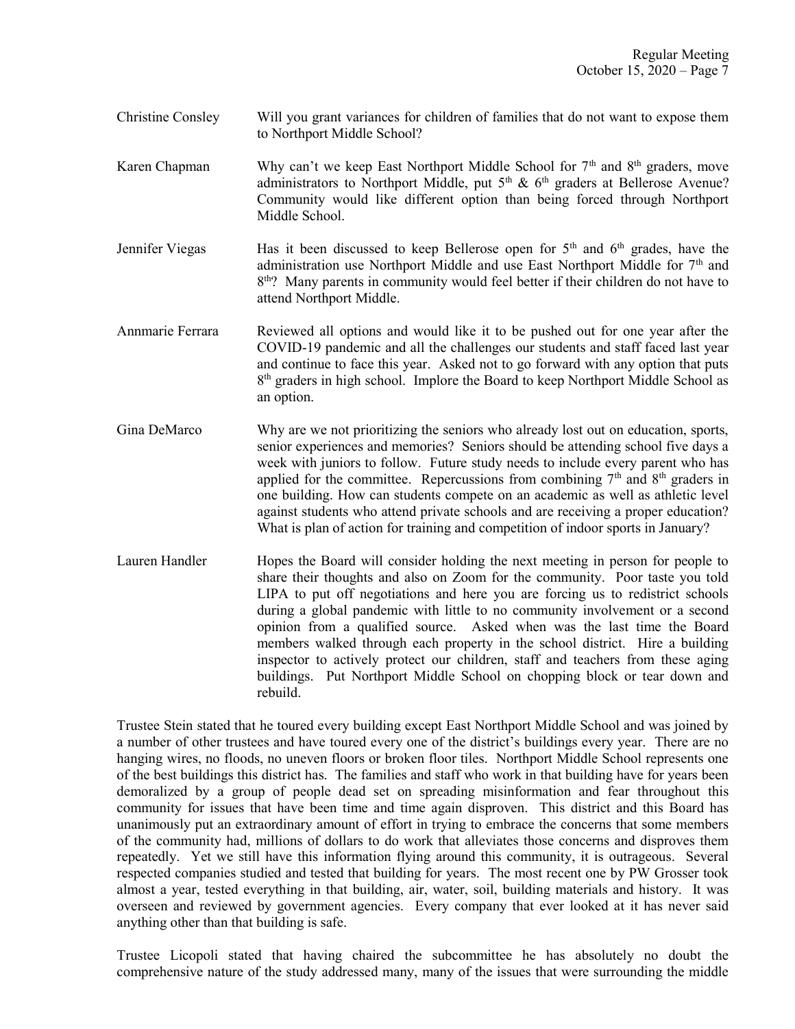| | |
|---|---|
| Christine Consley | Will you grant variances for children of families that do not want to expose them to Northport Middle School? |
| Karen Chapman | Why can't we keep East Northport Middle School for 7th and 8th graders, move administrators to Northport Middle, put 5th & 6th graders at Bellerose Avenue? Community would like different option than being forced through Northport Middle School. |
| Jennifer Viegas | Has it been discussed to keep Bellerose open for 5th and 6th grades, have the administration use Northport Middle and use East Northport Middle for 7th and 8th? Many parents in community would feel better if their children do not have to attend Northport Middle. |
| Annmarie Ferrara | Reviewed all options and would like it to be pushed out for one year after the COVID-19 pandemic and all the challenges our students and staff faced last year and continue to face this year. Asked not to go forward with any option that puts 8th graders in high school. Implore the Board to keep Northport Middle School as an option. |
| Gina DeMarco | Why are we not prioritizing the seniors who already lost out on education, sports, senior experiences and memories? Seniors should be attending school five days a week with juniors to follow. Future study needs to include every parent who has applied for the committee. Repercussions from combining 7th and 8th graders in one building. How can students compete on an academic as well as athletic level against students who attend private schools and are receiving a proper education? What is plan of action for training and competition of indoor sports in January? |
| Lauren Handler | Hopes the Board will consider holding the next meeting in person for people to share their thoughts and also on Zoom for the community. Poor taste you told LIPA to put off negotiations and here you are forcing us to redistrict schools during a global pandemic with little to no community involvement or a second opinion from a qualified source. Asked when was the last time the Board members walked through each property in the school district. Hire a building inspector to actively protect our children, staff and teachers from these aging buildings. Put Northport Middle School on chopping block or tear down and rebuild. |

Trustee Stein stated that he toured every building except East Northport Middle School and was joined by a number of other trustees and have toured every one of the district's buildings every year. There are no hanging wires, no floods, no uneven floors or broken floor tiles. Northport Middle School represents one of the best buildings this district has. The families and staff who work in that building have for years been demoralized by a group of people dead set on spreading misinformation and fear throughout this community for issues that have been time and time again disproven. This district and this Board has unanimously put an extraordinary amount of effort in trying to embrace the concerns that some members of the community had, millions of dollars to do work that alleviates those concerns and disproves them repeatedly. Yet we still have this information flying around this community, it is outrageous. Several respected companies studied and tested that building for years. The most recent one by PW Grosser took almost a year, tested everything in that building, air, water, soil, building materials and history. It was overseen and reviewed by government agencies. Every company that ever looked at it has never said anything other than that building is safe.

Trustee Licopoli stated that having chaired the subcommittee he has absolutely no doubt the comprehensive nature of the study addressed many, many of the issues that were surrounding the middle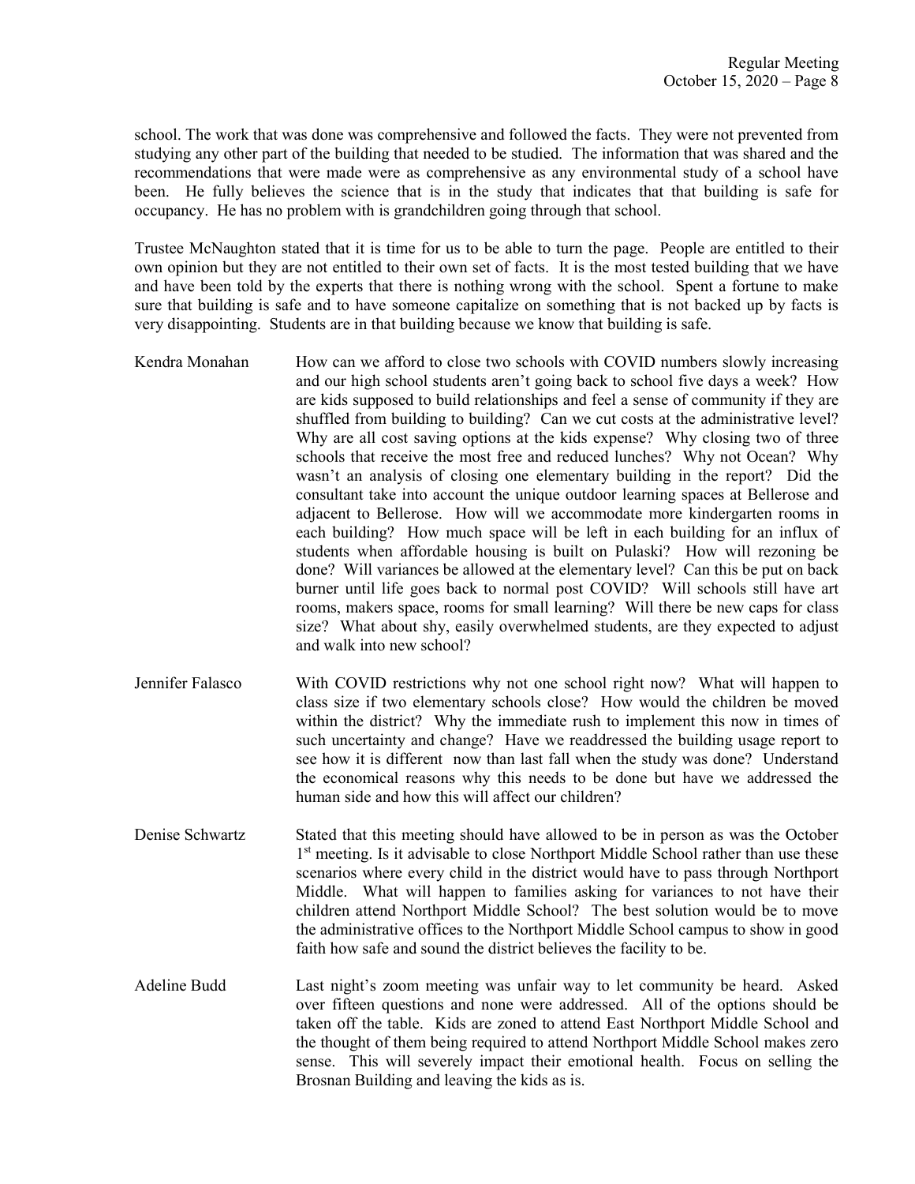school. The work that was done was comprehensive and followed the facts. They were not prevented from studying any other part of the building that needed to be studied. The information that was shared and the recommendations that were made were as comprehensive as any environmental study of a school have been. He fully believes the science that is in the study that indicates that that building is safe for occupancy. He has no problem with is grandchildren going through that school.

Trustee McNaughton stated that it is time for us to be able to turn the page. People are entitled to their own opinion but they are not entitled to their own set of facts. It is the most tested building that we have and have been told by the experts that there is nothing wrong with the school. Spent a fortune to make sure that building is safe and to have someone capitalize on something that is not backed up by facts is very disappointing. Students are in that building because we know that building is safe.

| | |
|---|---|
| Kendra Monahan | How can we afford to close two schools with COVID numbers slowly increasing and our high school students aren't going back to school five days a week? How are kids supposed to build relationships and feel a sense of community if they are shuffled from building to building? Can we cut costs at the administrative level? Why are all cost saving options at the kids expense? Why closing two of three schools that receive the most free and reduced lunches? Why not Ocean? Why wasn't an analysis of closing one elementary building in the report? Did the consultant take into account the unique outdoor learning spaces at Bellerose and adjacent to Bellerose. How will we accommodate more kindergarten rooms in each building? How much space will be left in each building for an influx of students when affordable housing is built on Pulaski? How will rezoning be done? Will variances be allowed at the elementary level? Can this be put on back burner until life goes back to normal post COVID? Will schools still have art rooms, makers space, rooms for small learning? Will there be new caps for class size? What about shy, easily overwhelmed students, are they expected to adjust and walk into new school? |
| Jennifer Falasco | With COVID restrictions why not one school right now? What will happen to class size if two elementary schools close? How would the children be moved within the district? Why the immediate rush to implement this now in times of such uncertainty and change? Have we readdressed the building usage report to see how it is different now than last fall when the study was done? Understand the economical reasons why this needs to be done but have we addressed the human side and how this will affect our children? |
| Denise Schwartz | Stated that this meeting should have allowed to be in person as was the October 1st meeting. Is it advisable to close Northport Middle School rather than use these scenarios where every child in the district would have to pass through Northport Middle. What will happen to families asking for variances to not have their children attend Northport Middle School? The best solution would be to move the administrative offices to the Northport Middle School campus to show in good faith how safe and sound the district believes the facility to be. |
| Adeline Budd | Last night's zoom meeting was unfair way to let community be heard. Asked over fifteen questions and none were addressed. All of the options should be taken off the table. Kids are zoned to attend East Northport Middle School and the thought of them being required to attend Northport Middle School makes zero sense. This will severely impact their emotional health. Focus on selling the Brosnan Building and leaving the kids as is. |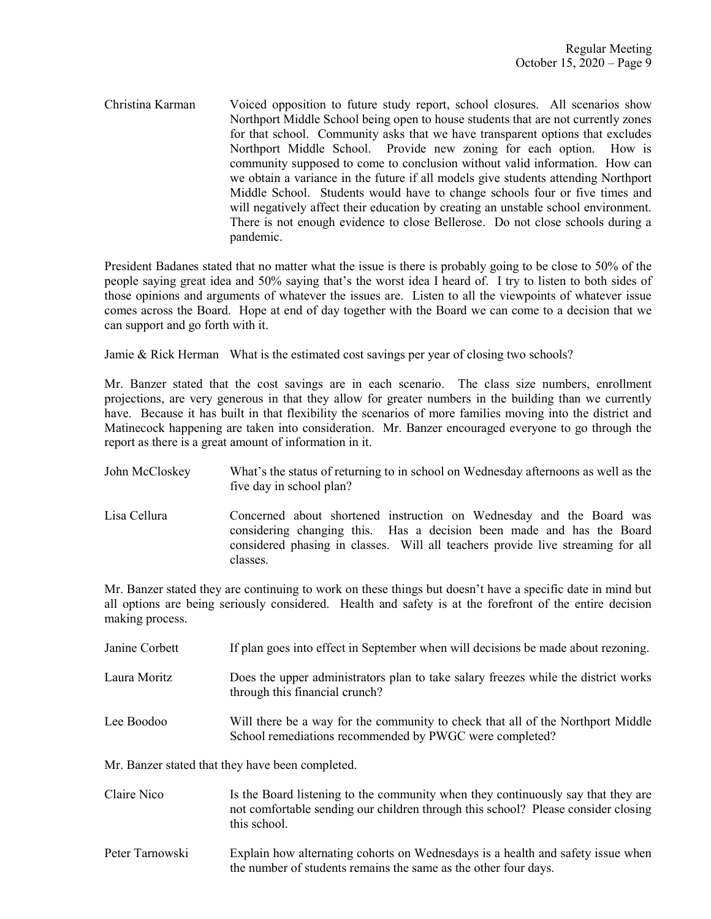Christina Karman Voiced opposition to future study report, school closures. All scenarios show Northport Middle School being open to house students that are not currently zones for that school. Community asks that we have transparent options that excludes Northport Middle School. Provide new zoning for each option. How is community supposed to come to conclusion without valid information. How can we obtain a variance in the future if all models give students attending Northport Middle School. Students would have to change schools four or five times and will negatively affect their education by creating an unstable school environment. There is not enough evidence to close Bellerose. Do not close schools during a pandemic.

President Badanes stated that no matter what the issue is there is probably going to be close to 50% of the people saying great idea and 50% saying that's the worst idea I heard of. I try to listen to both sides of those opinions and arguments of whatever the issues are. Listen to all the viewpoints of whatever issue comes across the Board. Hope at end of day together with the Board we can come to a decision that we can support and go forth with it.

Jamie & Rick Herman What is the estimated cost savings per year of closing two schools?

Mr. Banzer stated that the cost savings are in each scenario. The class size numbers, enrollment projections, are very generous in that they allow for greater numbers in the building than we currently have. Because it has built in that flexibility the scenarios of more families moving into the district and Matinecock happening are taken into consideration. Mr. Banzer encouraged everyone to go through the report as there is a great amount of information in it.

John McCloskey What's the status of returning to in school on Wednesday afternoons as well as the five day in school plan?

Lisa Cellura Concerned about shortened instruction on Wednesday and the Board was considering changing this. Has a decision been made and has the Board considered phasing in classes. Will all teachers provide live streaming for all classes.

Mr. Banzer stated they are continuing to work on these things but doesn't have a specific date in mind but all options are being seriously considered. Health and safety is at the forefront of the entire decision making process.

Janine Corbett If plan goes into effect in September when will decisions be made about rezoning.

Laura Moritz Does the upper administrators plan to take salary freezes while the district works through this financial crunch?

Lee Boodoo Will there be a way for the community to check that all of the Northport Middle School remediations recommended by PWGC were completed?

Mr. Banzer stated that they have been completed.

Claire Nico Is the Board listening to the community when they continuously say that they are not comfortable sending our children through this school? Please consider closing this school.

Peter Tarnowski Explain how alternating cohorts on Wednesdays is a health and safety issue when the number of students remains the same as the other four days.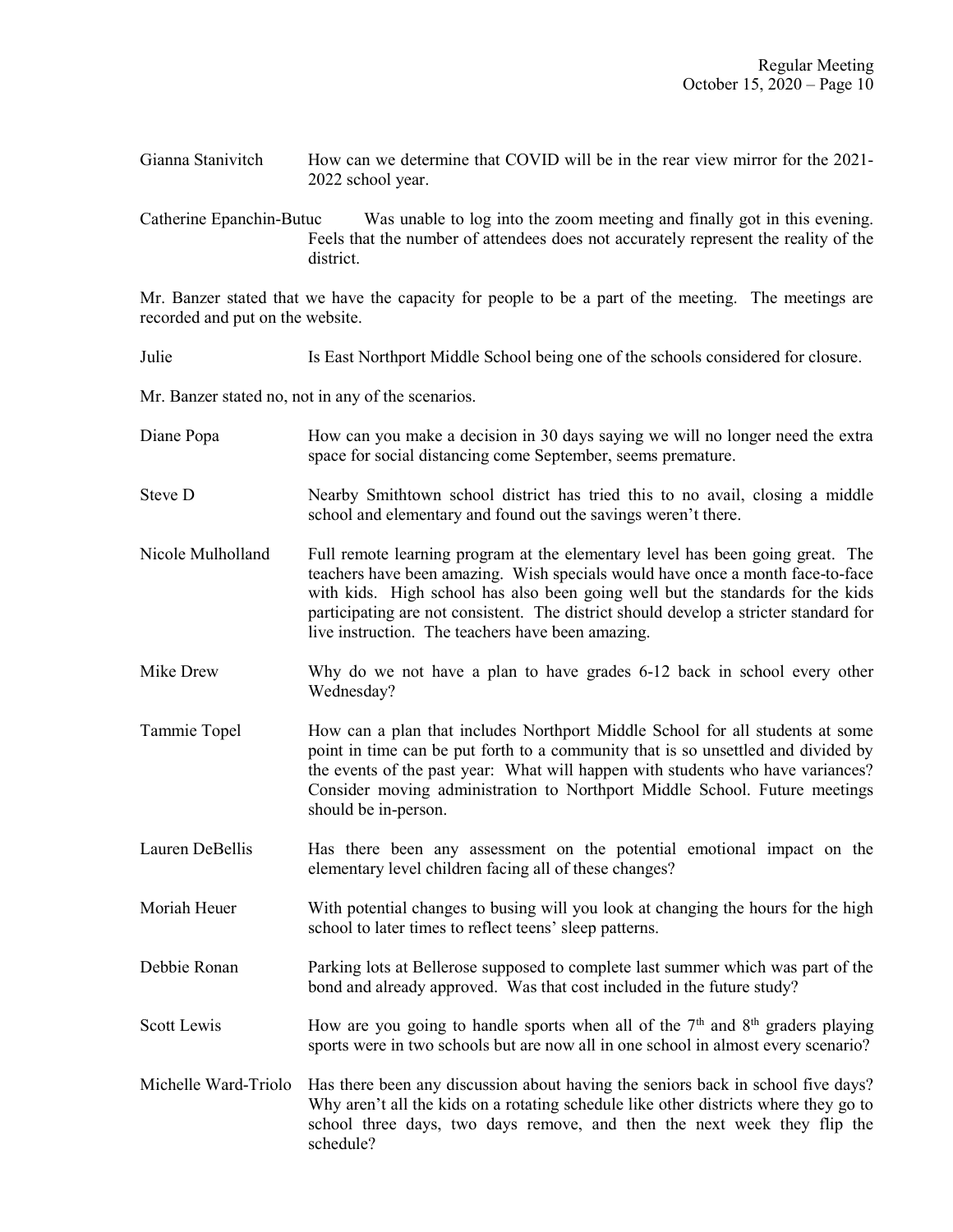Gianna Stanivitch How can we determine that COVID will be in the rear view mirror for the 2021-2022 school year.

Catherine Epanchin-Butuc Was unable to log into the zoom meeting and finally got in this evening. Feels that the number of attendees does not accurately represent the reality of the district.

Mr. Banzer stated that we have the capacity for people to be a part of the meeting. The meetings are recorded and put on the website.

Julie Is East Northport Middle School being one of the schools considered for closure.

Mr. Banzer stated no, not in any of the scenarios.

Diane Popa How can you make a decision in 30 days saying we will no longer need the extra space for social distancing come September, seems premature.

Steve D Nearby Smithtown school district has tried this to no avail, closing a middle school and elementary and found out the savings weren't there.

Nicole Mulholland Full remote learning program at the elementary level has been going great. The teachers have been amazing. Wish specials would have once a month face-to-face with kids. High school has also been going well but the standards for the kids participating are not consistent. The district should develop a stricter standard for live instruction. The teachers have been amazing.

Mike Drew Why do we not have a plan to have grades 6-12 back in school every other Wednesday?

Tammie Topel How can a plan that includes Northport Middle School for all students at some point in time can be put forth to a community that is so unsettled and divided by the events of the past year: What will happen with students who have variances? Consider moving administration to Northport Middle School. Future meetings should be in-person.

Lauren DeBellis Has there been any assessment on the potential emotional impact on the elementary level children facing all of these changes?

Moriah Heuer With potential changes to busing will you look at changing the hours for the high school to later times to reflect teens' sleep patterns.

Debbie Ronan Parking lots at Bellerose supposed to complete last summer which was part of the bond and already approved. Was that cost included in the future study?

Scott Lewis How are you going to handle sports when all of the 7th and 8th graders playing sports were in two schools but are now all in one school in almost every scenario?

Michelle Ward-Triolo Has there been any discussion about having the seniors back in school five days? Why aren't all the kids on a rotating schedule like other districts where they go to school three days, two days remove, and then the next week they flip the schedule?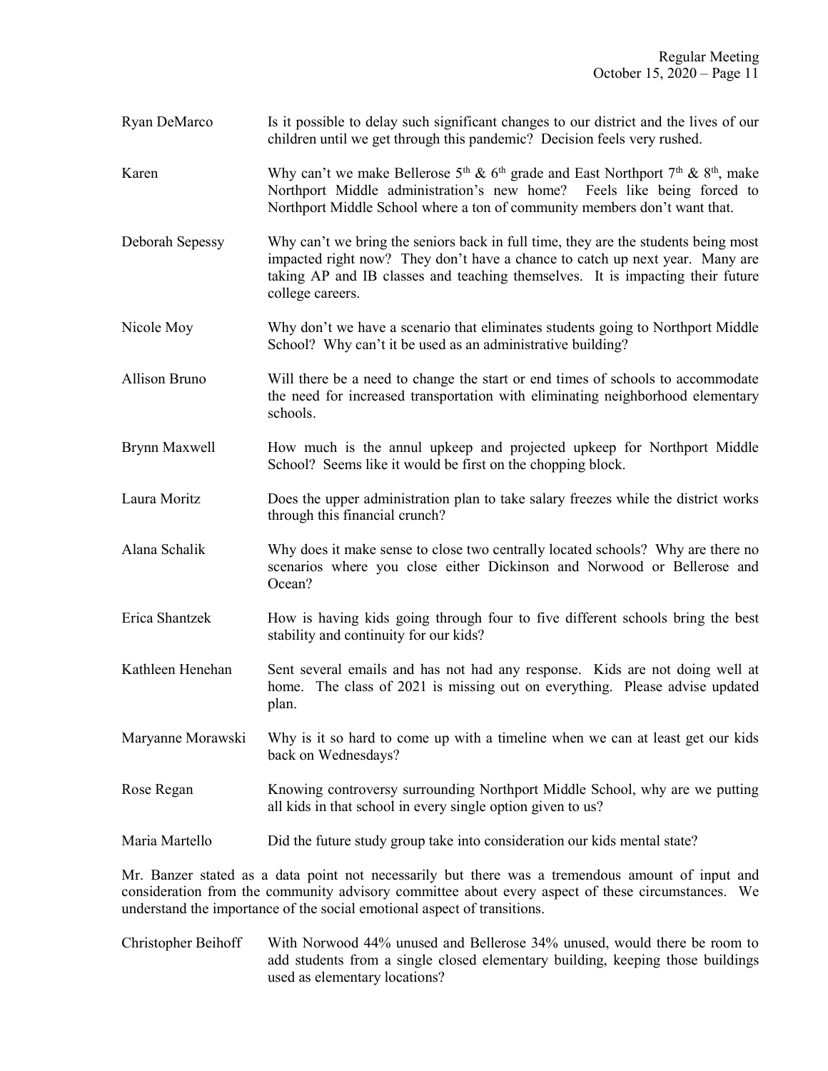Ryan DeMarco Is it possible to delay such significant changes to our district and the lives of our children until we get through this pandemic? Decision feels very rushed.

Karen Why can't we make Bellerose 5th & 6th grade and East Northport 7th & 8th, make Northport Middle administration's new home? Feels like being forced to Northport Middle School where a ton of community members don't want that.

Deborah Sepessy Why can't we bring the seniors back in full time, they are the students being most impacted right now? They don't have a chance to catch up next year. Many are taking AP and IB classes and teaching themselves. It is impacting their future college careers.

Nicole Moy Why don't we have a scenario that eliminates students going to Northport Middle School? Why can't it be used as an administrative building?

Allison Bruno Will there be a need to change the start or end times of schools to accommodate the need for increased transportation with eliminating neighborhood elementary schools.

Brynn Maxwell How much is the annul upkeep and projected upkeep for Northport Middle School? Seems like it would be first on the chopping block.

Laura Moritz Does the upper administration plan to take salary freezes while the district works through this financial crunch?

Alana Schalik Why does it make sense to close two centrally located schools? Why are there no scenarios where you close either Dickinson and Norwood or Bellerose and Ocean?

Erica Shantzek How is having kids going through four to five different schools bring the best stability and continuity for our kids?

Kathleen Henehan Sent several emails and has not had any response. Kids are not doing well at home. The class of 2021 is missing out on everything. Please advise updated plan.

Maryanne Morawski Why is it so hard to come up with a timeline when we can at least get our kids back on Wednesdays?

Rose Regan Knowing controversy surrounding Northport Middle School, why are we putting all kids in that school in every single option given to us?

Maria Martello Did the future study group take into consideration our kids mental state?

Mr. Banzer stated as a data point not necessarily but there was a tremendous amount of input and consideration from the community advisory committee about every aspect of these circumstances. We understand the importance of the social emotional aspect of transitions.

Christopher Beihoff With Norwood 44% unused and Bellerose 34% unused, would there be room to add students from a single closed elementary building, keeping those buildings used as elementary locations?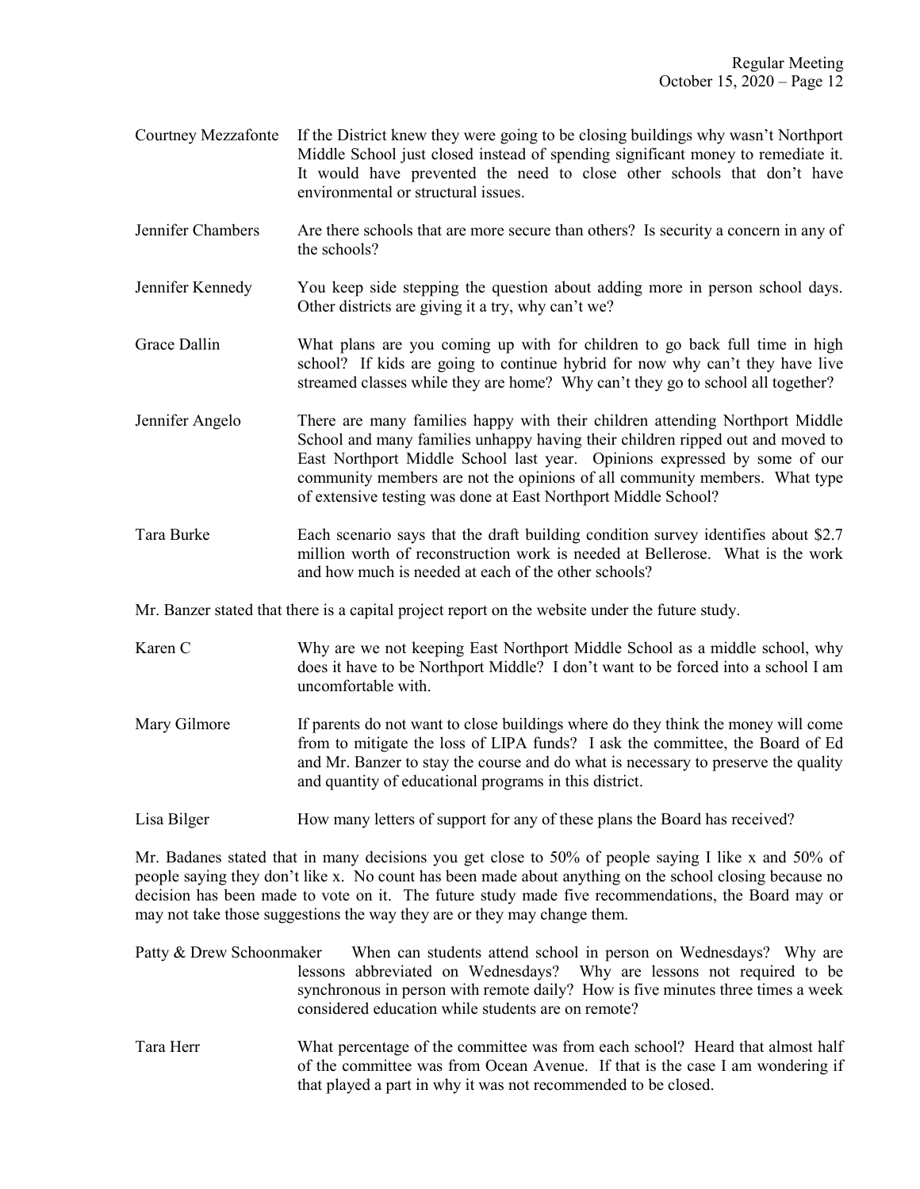Courtney Mezzafonte — If the District knew they were going to be closing buildings why wasn't Northport Middle School just closed instead of spending significant money to remediate it. It would have prevented the need to close other schools that don't have environmental or structural issues.

Jennifer Chambers — Are there schools that are more secure than others? Is security a concern in any of the schools?

Jennifer Kennedy — You keep side stepping the question about adding more in person school days. Other districts are giving it a try, why can't we?

Grace Dallin — What plans are you coming up with for children to go back full time in high school? If kids are going to continue hybrid for now why can't they have live streamed classes while they are home? Why can't they go to school all together?

Jennifer Angelo — There are many families happy with their children attending Northport Middle School and many families unhappy having their children ripped out and moved to East Northport Middle School last year. Opinions expressed by some of our community members are not the opinions of all community members. What type of extensive testing was done at East Northport Middle School?

Tara Burke — Each scenario says that the draft building condition survey identifies about $2.7 million worth of reconstruction work is needed at Bellerose. What is the work and how much is needed at each of the other schools?

Mr. Banzer stated that there is a capital project report on the website under the future study.

Karen C — Why are we not keeping East Northport Middle School as a middle school, why does it have to be Northport Middle? I don't want to be forced into a school I am uncomfortable with.

Mary Gilmore — If parents do not want to close buildings where do they think the money will come from to mitigate the loss of LIPA funds? I ask the committee, the Board of Ed and Mr. Banzer to stay the course and do what is necessary to preserve the quality and quantity of educational programs in this district.

Lisa Bilger — How many letters of support for any of these plans the Board has received?

Mr. Badanes stated that in many decisions you get close to 50% of people saying I like x and 50% of people saying they don't like x. No count has been made about anything on the school closing because no decision has been made to vote on it. The future study made five recommendations, the Board may or may not take those suggestions the way they are or they may change them.

Patty & Drew Schoonmaker — When can students attend school in person on Wednesdays? Why are lessons abbreviated on Wednesdays? Why are lessons not required to be synchronous in person with remote daily? How is five minutes three times a week considered education while students are on remote?

Tara Herr — What percentage of the committee was from each school? Heard that almost half of the committee was from Ocean Avenue. If that is the case I am wondering if that played a part in why it was not recommended to be closed.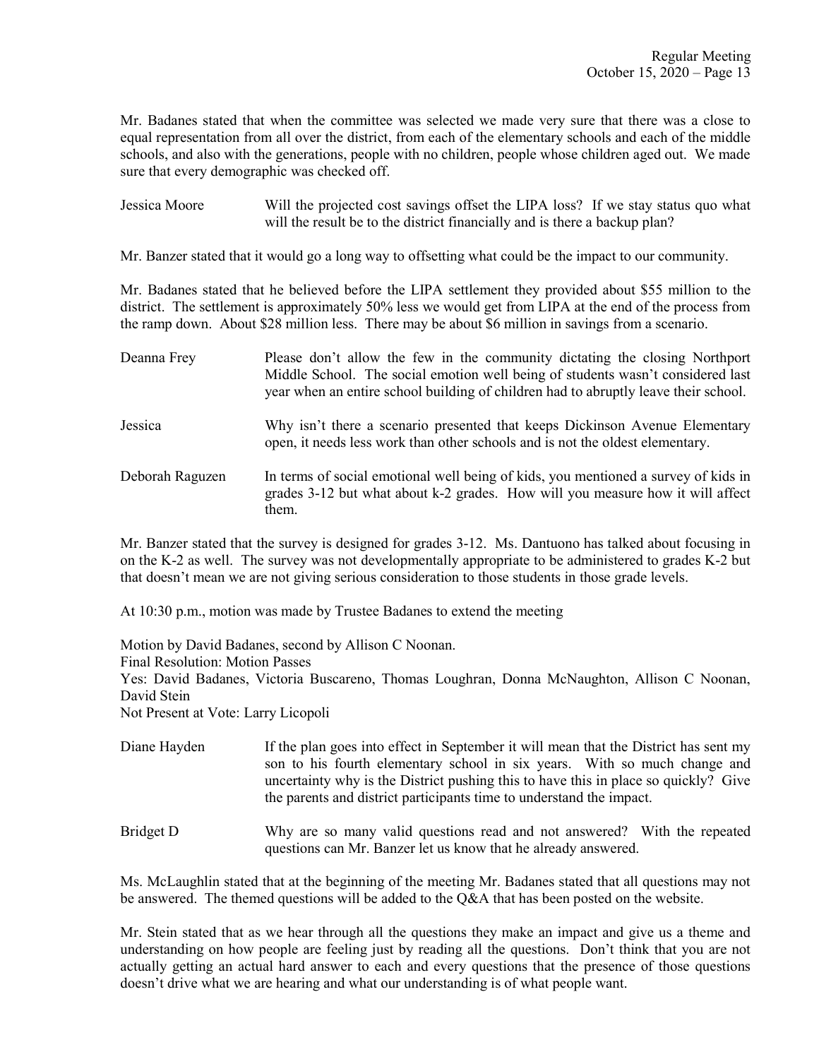Mr. Badanes stated that when the committee was selected we made very sure that there was a close to equal representation from all over the district, from each of the elementary schools and each of the middle schools, and also with the generations, people with no children, people whose children aged out. We made sure that every demographic was checked off.

Jessica Moore Will the projected cost savings offset the LIPA loss? If we stay status quo what will the result be to the district financially and is there a backup plan?

Mr. Banzer stated that it would go a long way to offsetting what could be the impact to our community.

Mr. Badanes stated that he believed before the LIPA settlement they provided about $55 million to the district. The settlement is approximately 50% less we would get from LIPA at the end of the process from the ramp down. About $28 million less. There may be about $6 million in savings from a scenario.

Deanna Frey Please don't allow the few in the community dictating the closing Northport Middle School. The social emotion well being of students wasn't considered last year when an entire school building of children had to abruptly leave their school.

Jessica Why isn't there a scenario presented that keeps Dickinson Avenue Elementary open, it needs less work than other schools and is not the oldest elementary.

Deborah Raguzen In terms of social emotional well being of kids, you mentioned a survey of kids in grades 3-12 but what about k-2 grades. How will you measure how it will affect them.

Mr. Banzer stated that the survey is designed for grades 3-12. Ms. Dantuono has talked about focusing in on the K-2 as well. The survey was not developmentally appropriate to be administered to grades K-2 but that doesn't mean we are not giving serious consideration to those students in those grade levels.

At 10:30 p.m., motion was made by Trustee Badanes to extend the meeting

Motion by David Badanes, second by Allison C Noonan.
Final Resolution: Motion Passes
Yes: David Badanes, Victoria Buscareno, Thomas Loughran, Donna McNaughton, Allison C Noonan, David Stein
Not Present at Vote: Larry Licopoli

Diane Hayden If the plan goes into effect in September it will mean that the District has sent my son to his fourth elementary school in six years. With so much change and uncertainty why is the District pushing this to have this in place so quickly? Give the parents and district participants time to understand the impact.

Bridget D Why are so many valid questions read and not answered? With the repeated questions can Mr. Banzer let us know that he already answered.

Ms. McLaughlin stated that at the beginning of the meeting Mr. Badanes stated that all questions may not be answered. The themed questions will be added to the Q&A that has been posted on the website.

Mr. Stein stated that as we hear through all the questions they make an impact and give us a theme and understanding on how people are feeling just by reading all the questions. Don't think that you are not actually getting an actual hard answer to each and every questions that the presence of those questions doesn't drive what we are hearing and what our understanding is of what people want.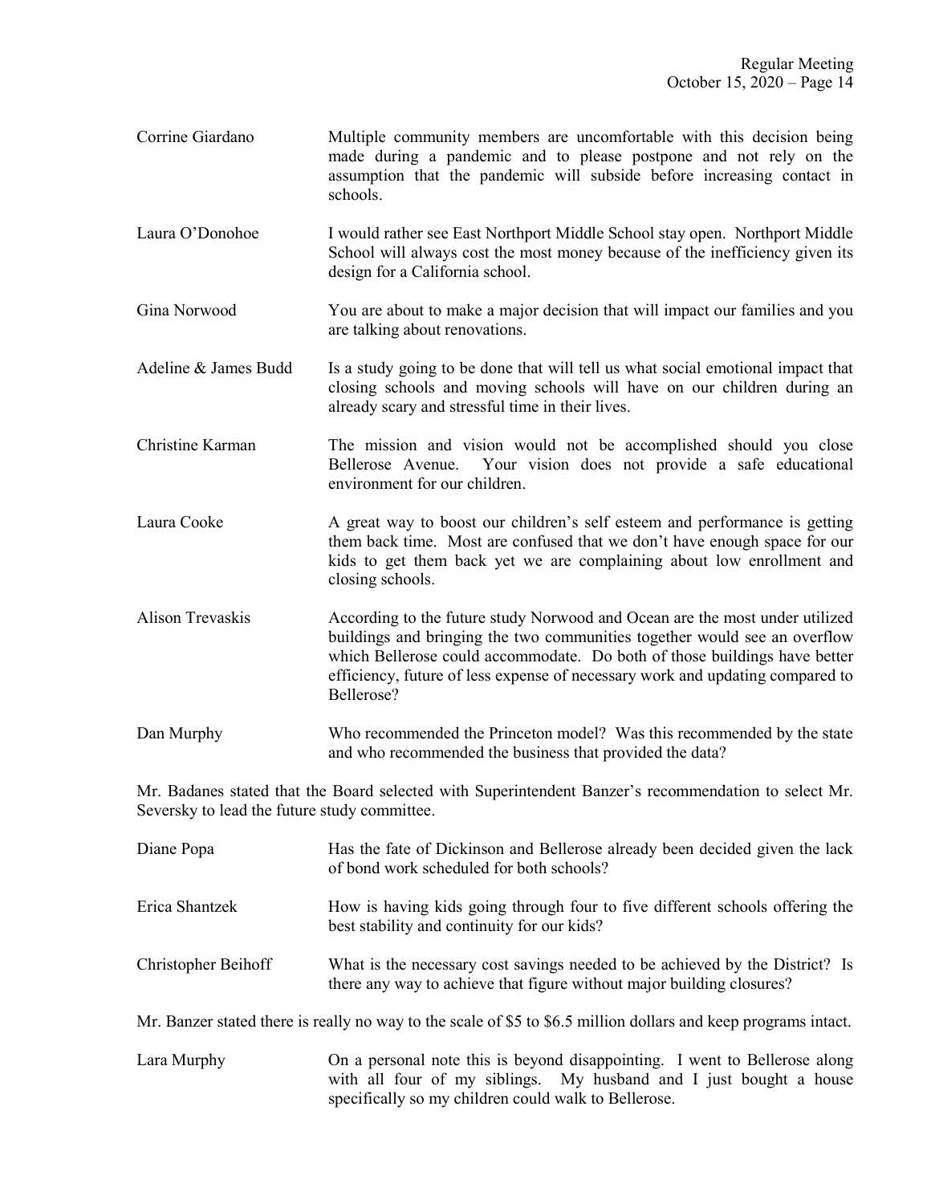| | |
|---|---|
| Corrine Giardano | Multiple community members are uncomfortable with this decision being made during a pandemic and to please postpone and not rely on the assumption that the pandemic will subside before increasing contact in schools. |
| Laura O'Donohoe | I would rather see East Northport Middle School stay open. Northport Middle School will always cost the most money because of the inefficiency given its design for a California school. |
| Gina Norwood | You are about to make a major decision that will impact our families and you are talking about renovations. |
| Adeline & James Budd | Is a study going to be done that will tell us what social emotional impact that closing schools and moving schools will have on our children during an already scary and stressful time in their lives. |
| Christine Karman | The mission and vision would not be accomplished should you close Bellerose Avenue. Your vision does not provide a safe educational environment for our children. |
| Laura Cooke | A great way to boost our children's self esteem and performance is getting them back time. Most are confused that we don't have enough space for our kids to get them back yet we are complaining about low enrollment and closing schools. |
| Alison Trevaskis | According to the future study Norwood and Ocean are the most under utilized buildings and bringing the two communities together would see an overflow which Bellerose could accommodate. Do both of those buildings have better efficiency, future of less expense of necessary work and updating compared to Bellerose? |
| Dan Murphy | Who recommended the Princeton model? Was this recommended by the state and who recommended the business that provided the data? |

Mr. Badanes stated that the Board selected with Superintendent Banzer's recommendation to select Mr. Seversky to lead the future study committee.

| | |
|---|---|
| Diane Popa | Has the fate of Dickinson and Bellerose already been decided given the lack of bond work scheduled for both schools? |
| Erica Shantzek | How is having kids going through four to five different schools offering the best stability and continuity for our kids? |
| Christopher Beihoff | What is the necessary cost savings needed to be achieved by the District? Is there any way to achieve that figure without major building closures? |

Mr. Banzer stated there is really no way to the scale of $5 to $6.5 million dollars and keep programs intact.

| | |
|---|---|
| Lara Murphy | On a personal note this is beyond disappointing. I went to Bellerose along with all four of my siblings. My husband and I just bought a house specifically so my children could walk to Bellerose. |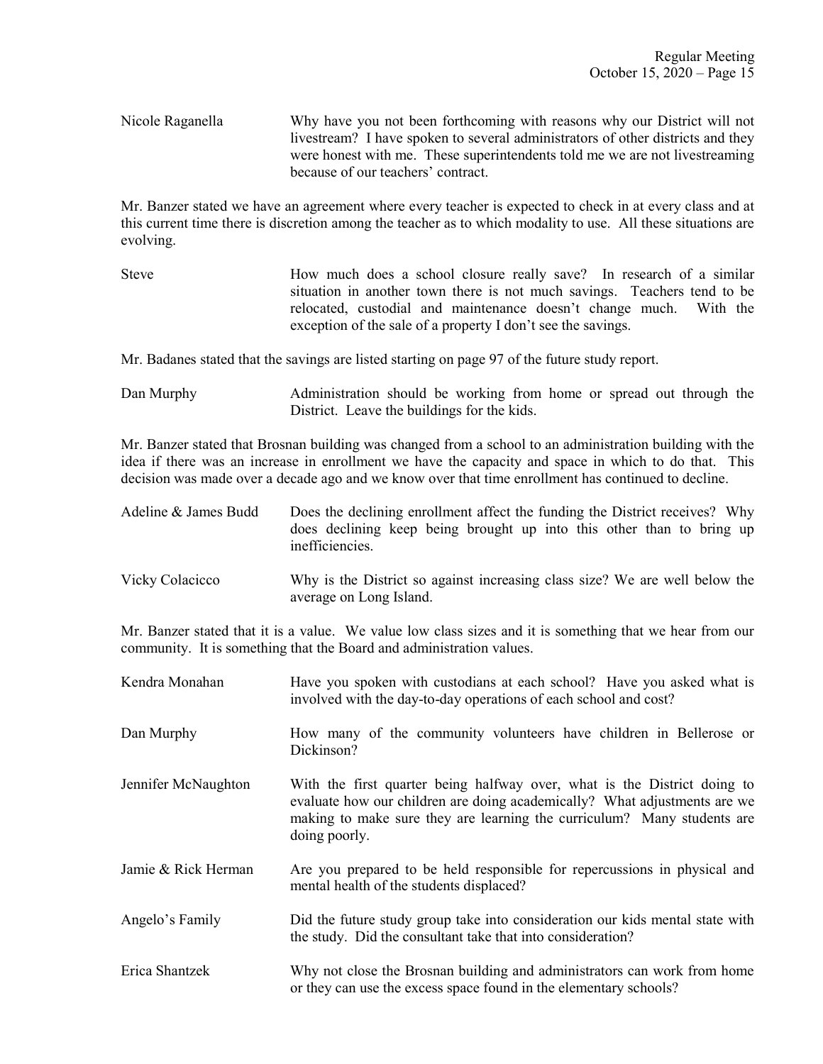Nicole Raganella — Why have you not been forthcoming with reasons why our District will not livestream? I have spoken to several administrators of other districts and they were honest with me. These superintendents told me we are not livestreaming because of our teachers' contract.

Mr. Banzer stated we have an agreement where every teacher is expected to check in at every class and at this current time there is discretion among the teacher as to which modality to use. All these situations are evolving.

Steve — How much does a school closure really save? In research of a similar situation in another town there is not much savings. Teachers tend to be relocated, custodial and maintenance doesn't change much. With the exception of the sale of a property I don't see the savings.

Mr. Badanes stated that the savings are listed starting on page 97 of the future study report.

Dan Murphy — Administration should be working from home or spread out through the District. Leave the buildings for the kids.

Mr. Banzer stated that Brosnan building was changed from a school to an administration building with the idea if there was an increase in enrollment we have the capacity and space in which to do that. This decision was made over a decade ago and we know over that time enrollment has continued to decline.

Adeline & James Budd — Does the declining enrollment affect the funding the District receives? Why does declining keep being brought up into this other than to bring up inefficiencies.

Vicky Colacicco — Why is the District so against increasing class size? We are well below the average on Long Island.

Mr. Banzer stated that it is a value. We value low class sizes and it is something that we hear from our community. It is something that the Board and administration values.

Kendra Monahan — Have you spoken with custodians at each school? Have you asked what is involved with the day-to-day operations of each school and cost?

Dan Murphy — How many of the community volunteers have children in Bellerose or Dickinson?

Jennifer McNaughton — With the first quarter being halfway over, what is the District doing to evaluate how our children are doing academically? What adjustments are we making to make sure they are learning the curriculum? Many students are doing poorly.

Jamie & Rick Herman — Are you prepared to be held responsible for repercussions in physical and mental health of the students displaced?

Angelo's Family — Did the future study group take into consideration our kids mental state with the study. Did the consultant take that into consideration?

Erica Shantzek — Why not close the Brosnan building and administrators can work from home or they can use the excess space found in the elementary schools?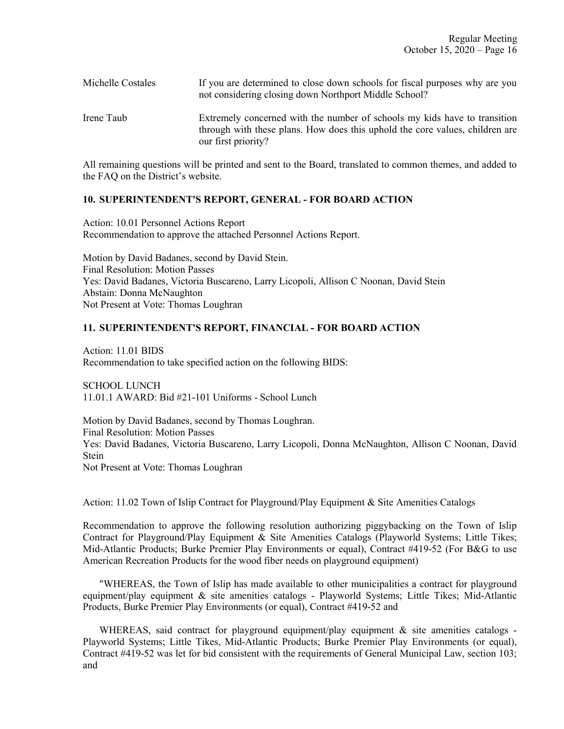| | |
|---|---|
| Michelle Costales | If you are determined to close down schools for fiscal purposes why are you not considering closing down Northport Middle School? |
| Irene Taub | Extremely concerned with the number of schools my kids have to transition through with these plans. How does this uphold the core values, children are our first priority? |

All remaining questions will be printed and sent to the Board, translated to common themes, and added to the FAQ on the District's website.

## 10. SUPERINTENDENT'S REPORT, GENERAL - FOR BOARD ACTION

Action: 10.01 Personnel Actions Report
Recommendation to approve the attached Personnel Actions Report.

Motion by David Badanes, second by David Stein.
Final Resolution: Motion Passes
Yes: David Badanes, Victoria Buscareno, Larry Licopoli, Allison C Noonan, David Stein
Abstain: Donna McNaughton
Not Present at Vote: Thomas Loughran

## 11. SUPERINTENDENT'S REPORT, FINANCIAL - FOR BOARD ACTION

Action: 11.01 BIDS
Recommendation to take specified action on the following BIDS:

SCHOOL LUNCH
11.01.1 AWARD: Bid #21-101 Uniforms - School Lunch

Motion by David Badanes, second by Thomas Loughran.
Final Resolution: Motion Passes
Yes: David Badanes, Victoria Buscareno, Larry Licopoli, Donna McNaughton, Allison C Noonan, David Stein
Not Present at Vote: Thomas Loughran

Action: 11.02 Town of Islip Contract for Playground/Play Equipment & Site Amenities Catalogs

Recommendation to approve the following resolution authorizing piggybacking on the Town of Islip Contract for Playground/Play Equipment & Site Amenities Catalogs (Playworld Systems; Little Tikes; Mid-Atlantic Products; Burke Premier Play Environments or equal), Contract #419-52 (For B&G to use American Recreation Products for the wood fiber needs on playground equipment)

"WHEREAS, the Town of Islip has made available to other municipalities a contract for playground equipment/play equipment & site amenities catalogs - Playworld Systems; Little Tikes; Mid-Atlantic Products, Burke Premier Play Environments (or equal), Contract #419-52 and

WHEREAS, said contract for playground equipment/play equipment & site amenities catalogs - Playworld Systems; Little Tikes, Mid-Atlantic Products; Burke Premier Play Environments (or equal), Contract #419-52 was let for bid consistent with the requirements of General Municipal Law, section 103; and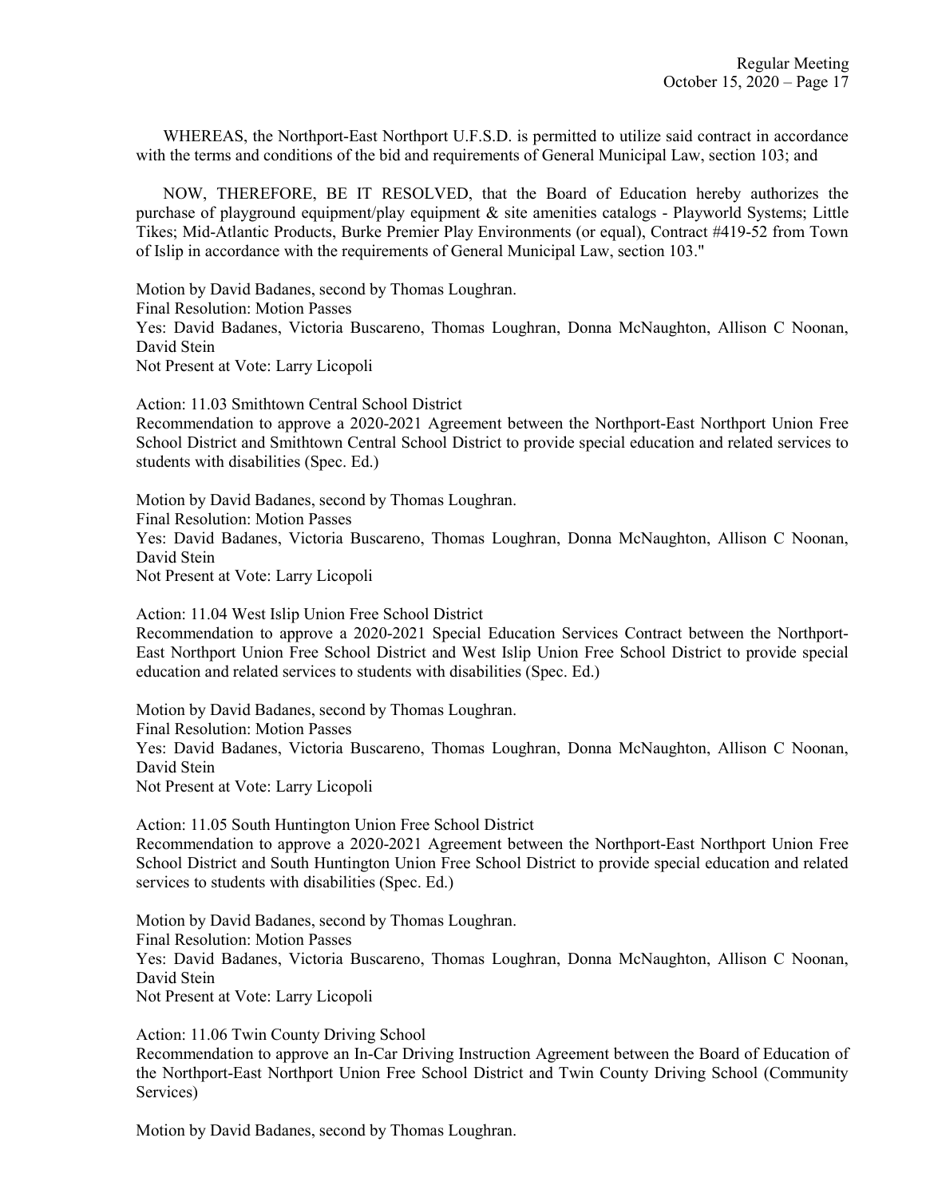WHEREAS, the Northport-East Northport U.F.S.D. is permitted to utilize said contract in accordance with the terms and conditions of the bid and requirements of General Municipal Law, section 103; and

NOW, THEREFORE, BE IT RESOLVED, that the Board of Education hereby authorizes the purchase of playground equipment/play equipment & site amenities catalogs - Playworld Systems; Little Tikes; Mid-Atlantic Products, Burke Premier Play Environments (or equal), Contract #419-52 from Town of Islip in accordance with the requirements of General Municipal Law, section 103."

Motion by David Badanes, second by Thomas Loughran.
Final Resolution: Motion Passes
Yes: David Badanes, Victoria Buscareno, Thomas Loughran, Donna McNaughton, Allison C Noonan, David Stein
Not Present at Vote: Larry Licopoli

Action: 11.03 Smithtown Central School District
Recommendation to approve a 2020-2021 Agreement between the Northport-East Northport Union Free School District and Smithtown Central School District to provide special education and related services to students with disabilities (Spec. Ed.)

Motion by David Badanes, second by Thomas Loughran.
Final Resolution: Motion Passes
Yes: David Badanes, Victoria Buscareno, Thomas Loughran, Donna McNaughton, Allison C Noonan, David Stein
Not Present at Vote: Larry Licopoli

Action: 11.04 West Islip Union Free School District
Recommendation to approve a 2020-2021 Special Education Services Contract between the Northport-East Northport Union Free School District and West Islip Union Free School District to provide special education and related services to students with disabilities (Spec. Ed.)

Motion by David Badanes, second by Thomas Loughran.
Final Resolution: Motion Passes
Yes: David Badanes, Victoria Buscareno, Thomas Loughran, Donna McNaughton, Allison C Noonan, David Stein
Not Present at Vote: Larry Licopoli

Action: 11.05 South Huntington Union Free School District
Recommendation to approve a 2020-2021 Agreement between the Northport-East Northport Union Free School District and South Huntington Union Free School District to provide special education and related services to students with disabilities (Spec. Ed.)

Motion by David Badanes, second by Thomas Loughran.
Final Resolution: Motion Passes
Yes: David Badanes, Victoria Buscareno, Thomas Loughran, Donna McNaughton, Allison C Noonan, David Stein
Not Present at Vote: Larry Licopoli

Action: 11.06 Twin County Driving School
Recommendation to approve an In-Car Driving Instruction Agreement between the Board of Education of the Northport-East Northport Union Free School District and Twin County Driving School (Community Services)

Motion by David Badanes, second by Thomas Loughran.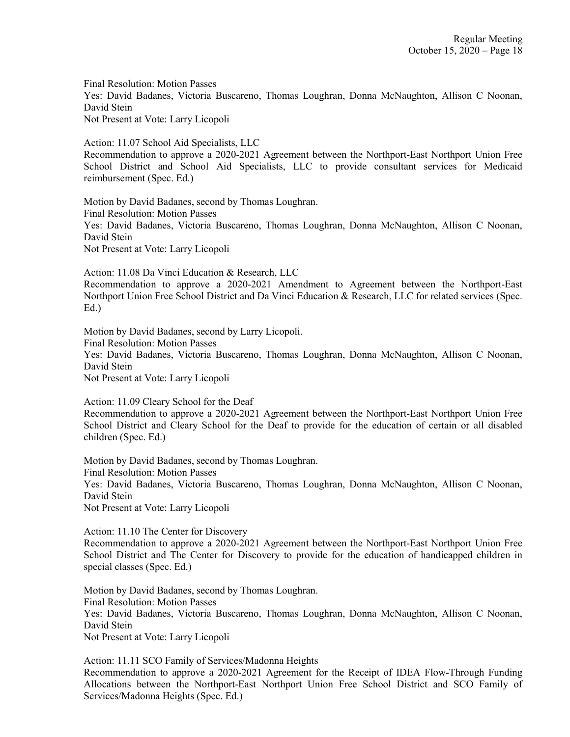Final Resolution: Motion Passes
Yes: David Badanes, Victoria Buscareno, Thomas Loughran, Donna McNaughton, Allison C Noonan, David Stein
Not Present at Vote: Larry Licopoli

Action: 11.07 School Aid Specialists, LLC
Recommendation to approve a 2020-2021 Agreement between the Northport-East Northport Union Free School District and School Aid Specialists, LLC to provide consultant services for Medicaid reimbursement (Spec. Ed.)

Motion by David Badanes, second by Thomas Loughran.
Final Resolution: Motion Passes
Yes: David Badanes, Victoria Buscareno, Thomas Loughran, Donna McNaughton, Allison C Noonan, David Stein
Not Present at Vote: Larry Licopoli

Action: 11.08 Da Vinci Education & Research, LLC
Recommendation to approve a 2020-2021 Amendment to Agreement between the Northport-East Northport Union Free School District and Da Vinci Education & Research, LLC for related services (Spec. Ed.)

Motion by David Badanes, second by Larry Licopoli.
Final Resolution: Motion Passes
Yes: David Badanes, Victoria Buscareno, Thomas Loughran, Donna McNaughton, Allison C Noonan, David Stein
Not Present at Vote: Larry Licopoli

Action: 11.09 Cleary School for the Deaf
Recommendation to approve a 2020-2021 Agreement between the Northport-East Northport Union Free School District and Cleary School for the Deaf to provide for the education of certain or all disabled children (Spec. Ed.)

Motion by David Badanes, second by Thomas Loughran.
Final Resolution: Motion Passes
Yes: David Badanes, Victoria Buscareno, Thomas Loughran, Donna McNaughton, Allison C Noonan, David Stein
Not Present at Vote: Larry Licopoli

Action: 11.10 The Center for Discovery
Recommendation to approve a 2020-2021 Agreement between the Northport-East Northport Union Free School District and The Center for Discovery to provide for the education of handicapped children in special classes (Spec. Ed.)

Motion by David Badanes, second by Thomas Loughran.
Final Resolution: Motion Passes
Yes: David Badanes, Victoria Buscareno, Thomas Loughran, Donna McNaughton, Allison C Noonan, David Stein
Not Present at Vote: Larry Licopoli

Action: 11.11 SCO Family of Services/Madonna Heights
Recommendation to approve a 2020-2021 Agreement for the Receipt of IDEA Flow-Through Funding Allocations between the Northport-East Northport Union Free School District and SCO Family of Services/Madonna Heights (Spec. Ed.)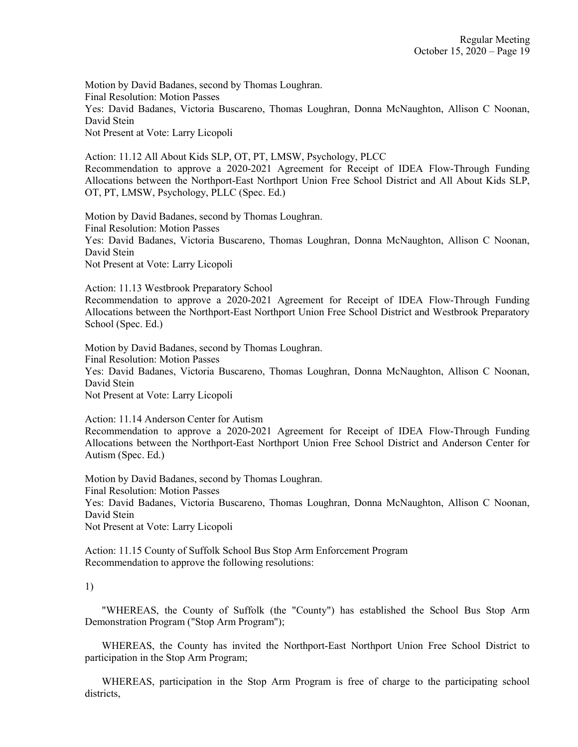Motion by David Badanes, second by Thomas Loughran.
Final Resolution: Motion Passes
Yes: David Badanes, Victoria Buscareno, Thomas Loughran, Donna McNaughton, Allison C Noonan, David Stein
Not Present at Vote: Larry Licopoli

Action: 11.12 All About Kids SLP, OT, PT, LMSW, Psychology, PLCC
Recommendation to approve a 2020-2021 Agreement for Receipt of IDEA Flow-Through Funding Allocations between the Northport-East Northport Union Free School District and All About Kids SLP, OT, PT, LMSW, Psychology, PLLC (Spec. Ed.)

Motion by David Badanes, second by Thomas Loughran.
Final Resolution: Motion Passes
Yes: David Badanes, Victoria Buscareno, Thomas Loughran, Donna McNaughton, Allison C Noonan, David Stein
Not Present at Vote: Larry Licopoli

Action: 11.13 Westbrook Preparatory School
Recommendation to approve a 2020-2021 Agreement for Receipt of IDEA Flow-Through Funding Allocations between the Northport-East Northport Union Free School District and Westbrook Preparatory School (Spec. Ed.)

Motion by David Badanes, second by Thomas Loughran.
Final Resolution: Motion Passes
Yes: David Badanes, Victoria Buscareno, Thomas Loughran, Donna McNaughton, Allison C Noonan, David Stein
Not Present at Vote: Larry Licopoli

Action: 11.14 Anderson Center for Autism
Recommendation to approve a 2020-2021 Agreement for Receipt of IDEA Flow-Through Funding Allocations between the Northport-East Northport Union Free School District and Anderson Center for Autism (Spec. Ed.)

Motion by David Badanes, second by Thomas Loughran.
Final Resolution: Motion Passes
Yes: David Badanes, Victoria Buscareno, Thomas Loughran, Donna McNaughton, Allison C Noonan, David Stein
Not Present at Vote: Larry Licopoli

Action: 11.15 County of Suffolk School Bus Stop Arm Enforcement Program
Recommendation to approve the following resolutions:

1)

"WHEREAS, the County of Suffolk (the "County") has established the School Bus Stop Arm Demonstration Program ("Stop Arm Program");

WHEREAS, the County has invited the Northport-East Northport Union Free School District to participation in the Stop Arm Program;

WHEREAS, participation in the Stop Arm Program is free of charge to the participating school districts,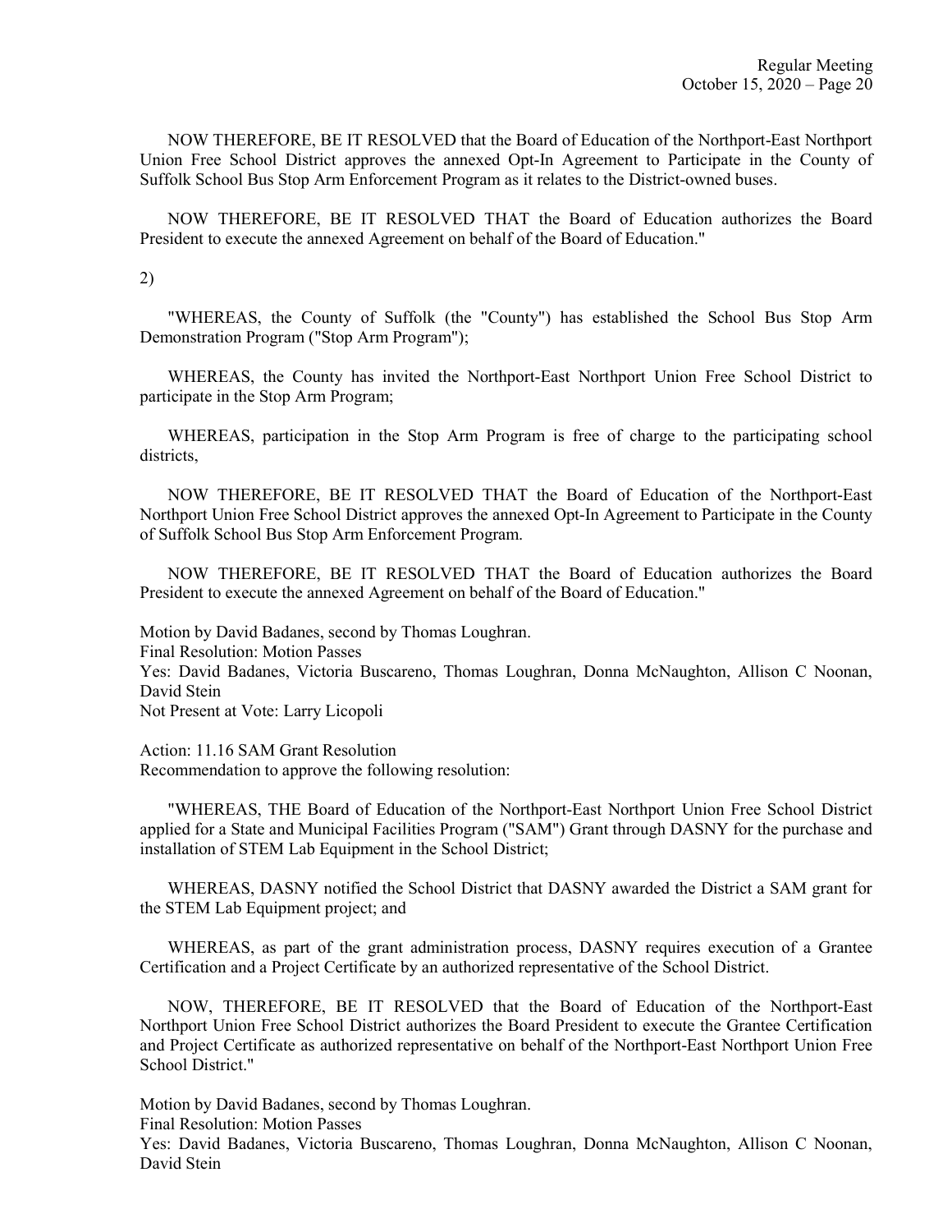NOW THEREFORE, BE IT RESOLVED that the Board of Education of the Northport-East Northport Union Free School District approves the annexed Opt-In Agreement to Participate in the County of Suffolk School Bus Stop Arm Enforcement Program as it relates to the District-owned buses.

NOW THEREFORE, BE IT RESOLVED THAT the Board of Education authorizes the Board President to execute the annexed Agreement on behalf of the Board of Education."

2)

"WHEREAS, the County of Suffolk (the "County") has established the School Bus Stop Arm Demonstration Program ("Stop Arm Program");

WHEREAS, the County has invited the Northport-East Northport Union Free School District to participate in the Stop Arm Program;

WHEREAS, participation in the Stop Arm Program is free of charge to the participating school districts,

NOW THEREFORE, BE IT RESOLVED THAT the Board of Education of the Northport-East Northport Union Free School District approves the annexed Opt-In Agreement to Participate in the County of Suffolk School Bus Stop Arm Enforcement Program.

NOW THEREFORE, BE IT RESOLVED THAT the Board of Education authorizes the Board President to execute the annexed Agreement on behalf of the Board of Education."

Motion by David Badanes, second by Thomas Loughran.
Final Resolution: Motion Passes
Yes: David Badanes, Victoria Buscareno, Thomas Loughran, Donna McNaughton, Allison C Noonan, David Stein
Not Present at Vote: Larry Licopoli

Action: 11.16 SAM Grant Resolution
Recommendation to approve the following resolution:

"WHEREAS, THE Board of Education of the Northport-East Northport Union Free School District applied for a State and Municipal Facilities Program ("SAM") Grant through DASNY for the purchase and installation of STEM Lab Equipment in the School District;

WHEREAS, DASNY notified the School District that DASNY awarded the District a SAM grant for the STEM Lab Equipment project; and

WHEREAS, as part of the grant administration process, DASNY requires execution of a Grantee Certification and a Project Certificate by an authorized representative of the School District.

NOW, THEREFORE, BE IT RESOLVED that the Board of Education of the Northport-East Northport Union Free School District authorizes the Board President to execute the Grantee Certification and Project Certificate as authorized representative on behalf of the Northport-East Northport Union Free School District."

Motion by David Badanes, second by Thomas Loughran.
Final Resolution: Motion Passes
Yes: David Badanes, Victoria Buscareno, Thomas Loughran, Donna McNaughton, Allison C Noonan, David Stein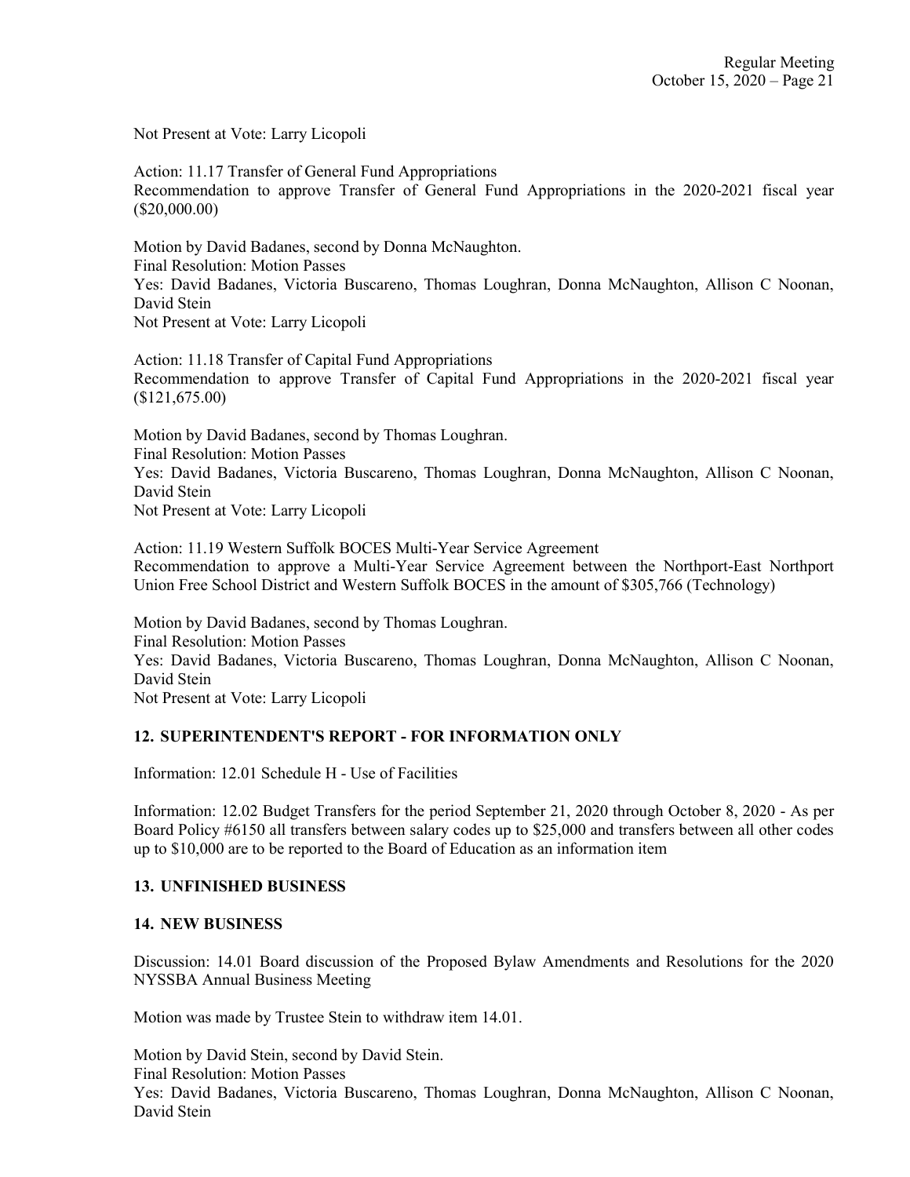Not Present at Vote: Larry Licopoli

Action: 11.17 Transfer of General Fund Appropriations
Recommendation to approve Transfer of General Fund Appropriations in the 2020-2021 fiscal year ($20,000.00)

Motion by David Badanes, second by Donna McNaughton.
Final Resolution: Motion Passes
Yes: David Badanes, Victoria Buscareno, Thomas Loughran, Donna McNaughton, Allison C Noonan, David Stein
Not Present at Vote: Larry Licopoli

Action: 11.18 Transfer of Capital Fund Appropriations
Recommendation to approve Transfer of Capital Fund Appropriations in the 2020-2021 fiscal year ($121,675.00)

Motion by David Badanes, second by Thomas Loughran.
Final Resolution: Motion Passes
Yes: David Badanes, Victoria Buscareno, Thomas Loughran, Donna McNaughton, Allison C Noonan, David Stein
Not Present at Vote: Larry Licopoli

Action: 11.19 Western Suffolk BOCES Multi-Year Service Agreement
Recommendation to approve a Multi-Year Service Agreement between the Northport-East Northport Union Free School District and Western Suffolk BOCES in the amount of $305,766 (Technology)

Motion by David Badanes, second by Thomas Loughran.
Final Resolution: Motion Passes
Yes: David Badanes, Victoria Buscareno, Thomas Loughran, Donna McNaughton, Allison C Noonan, David Stein
Not Present at Vote: Larry Licopoli

## 12. SUPERINTENDENT'S REPORT - FOR INFORMATION ONLY

Information: 12.01 Schedule H - Use of Facilities

Information: 12.02 Budget Transfers for the period September 21, 2020 through October 8, 2020 - As per Board Policy #6150 all transfers between salary codes up to $25,000 and transfers between all other codes up to $10,000 are to be reported to the Board of Education as an information item

## 13. UNFINISHED BUSINESS

## 14. NEW BUSINESS

Discussion: 14.01 Board discussion of the Proposed Bylaw Amendments and Resolutions for the 2020 NYSSBA Annual Business Meeting

Motion was made by Trustee Stein to withdraw item 14.01.

Motion by David Stein, second by David Stein.
Final Resolution: Motion Passes
Yes: David Badanes, Victoria Buscareno, Thomas Loughran, Donna McNaughton, Allison C Noonan, David Stein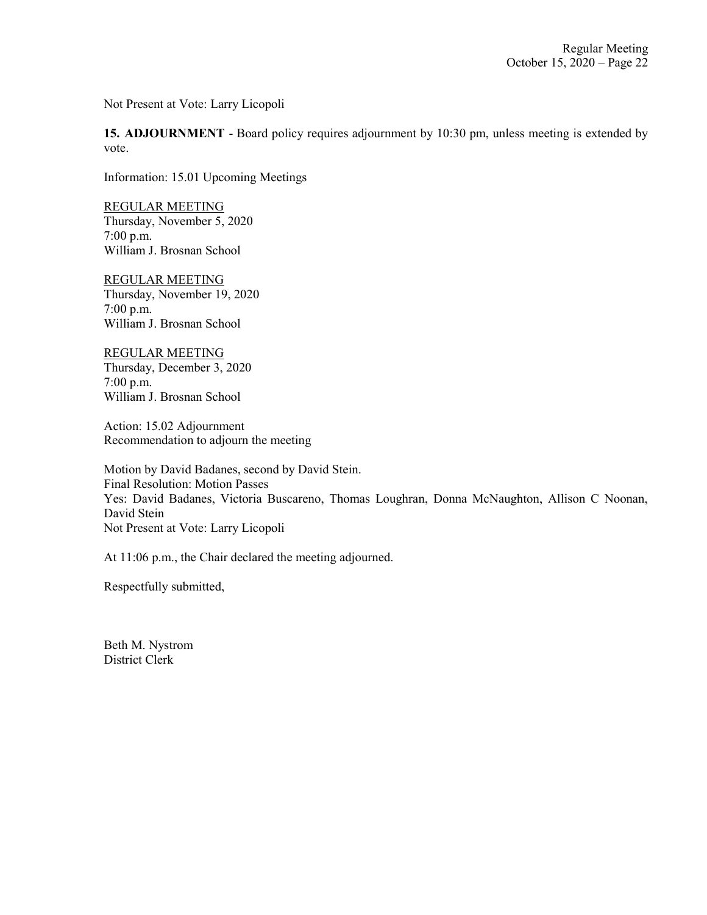Not Present at Vote: Larry Licopoli

**15. ADJOURNMENT** - Board policy requires adjournment by 10:30 pm, unless meeting is extended by vote.

Information: 15.01 Upcoming Meetings

REGULAR MEETING
Thursday, November 5, 2020
7:00 p.m.
William J. Brosnan School

REGULAR MEETING
Thursday, November 19, 2020
7:00 p.m.
William J. Brosnan School

REGULAR MEETING
Thursday, December 3, 2020
7:00 p.m.
William J. Brosnan School

Action: 15.02 Adjournment
Recommendation to adjourn the meeting

Motion by David Badanes, second by David Stein.
Final Resolution: Motion Passes
Yes: David Badanes, Victoria Buscareno, Thomas Loughran, Donna McNaughton, Allison C Noonan, David Stein
Not Present at Vote: Larry Licopoli

At 11:06 p.m., the Chair declared the meeting adjourned.

Respectfully submitted,

Beth M. Nystrom
District Clerk